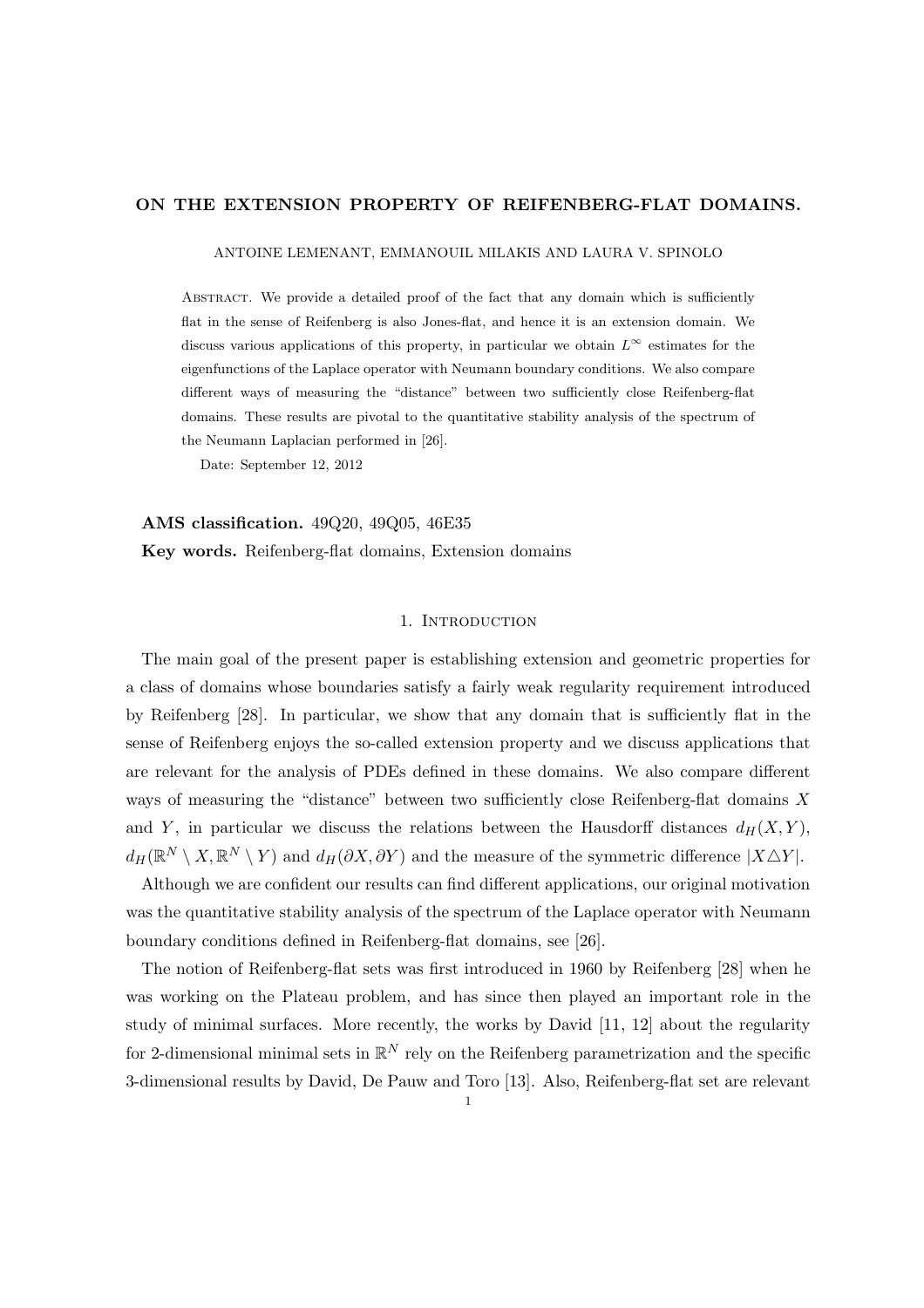# ON THE EXTENSION PROPERTY OF REIFENBERG-FLAT DOMAINS.

ANTOINE LEMENANT, EMMANOUIL MILAKIS AND LAURA V. SPINOLO

Abstract. We provide a detailed proof of the fact that any domain which is sufficiently flat in the sense of Reifenberg is also Jones-flat, and hence it is an extension domain. We discuss various applications of this property, in particular we obtain $L^\infty$ estimates for the eigenfunctions of the Laplace operator with Neumann boundary conditions. We also compare different ways of measuring the "distance" between two sufficiently close Reifenberg-flat domains. These results are pivotal to the quantitative stability analysis of the spectrum of the Neumann Laplacian performed in [26].

Date: September 12, 2012

**AMS classification.** 49Q20, 49Q05, 46E35

**Key words.** Reifenberg-flat domains, Extension domains

## 1. Introduction

The main goal of the present paper is establishing extension and geometric properties for a class of domains whose boundaries satisfy a fairly weak regularity requirement introduced by Reifenberg [28]. In particular, we show that any domain that is sufficiently flat in the sense of Reifenberg enjoys the so-called extension property and we discuss applications that are relevant for the analysis of PDEs defined in these domains. We also compare different ways of measuring the "distance" between two sufficiently close Reifenberg-flat domains $X$ and $Y$, in particular we discuss the relations between the Hausdorff distances $d_H(X, Y)$, $d_H(\mathbb{R}^N \setminus X, \mathbb{R}^N \setminus Y)$ and $d_H(\partial X, \partial Y)$ and the measure of the symmetric difference $|X \triangle Y|$.

Although we are confident our results can find different applications, our original motivation was the quantitative stability analysis of the spectrum of the Laplace operator with Neumann boundary conditions defined in Reifenberg-flat domains, see [26].

The notion of Reifenberg-flat sets was first introduced in 1960 by Reifenberg [28] when he was working on the Plateau problem, and has since then played an important role in the study of minimal surfaces. More recently, the works by David [11, 12] about the regularity for 2-dimensional minimal sets in $\mathbb{R}^N$ rely on the Reifenberg parametrization and the specific 3-dimensional results by David, De Pauw and Toro [13]. Also, Reifenberg-flat set are relevant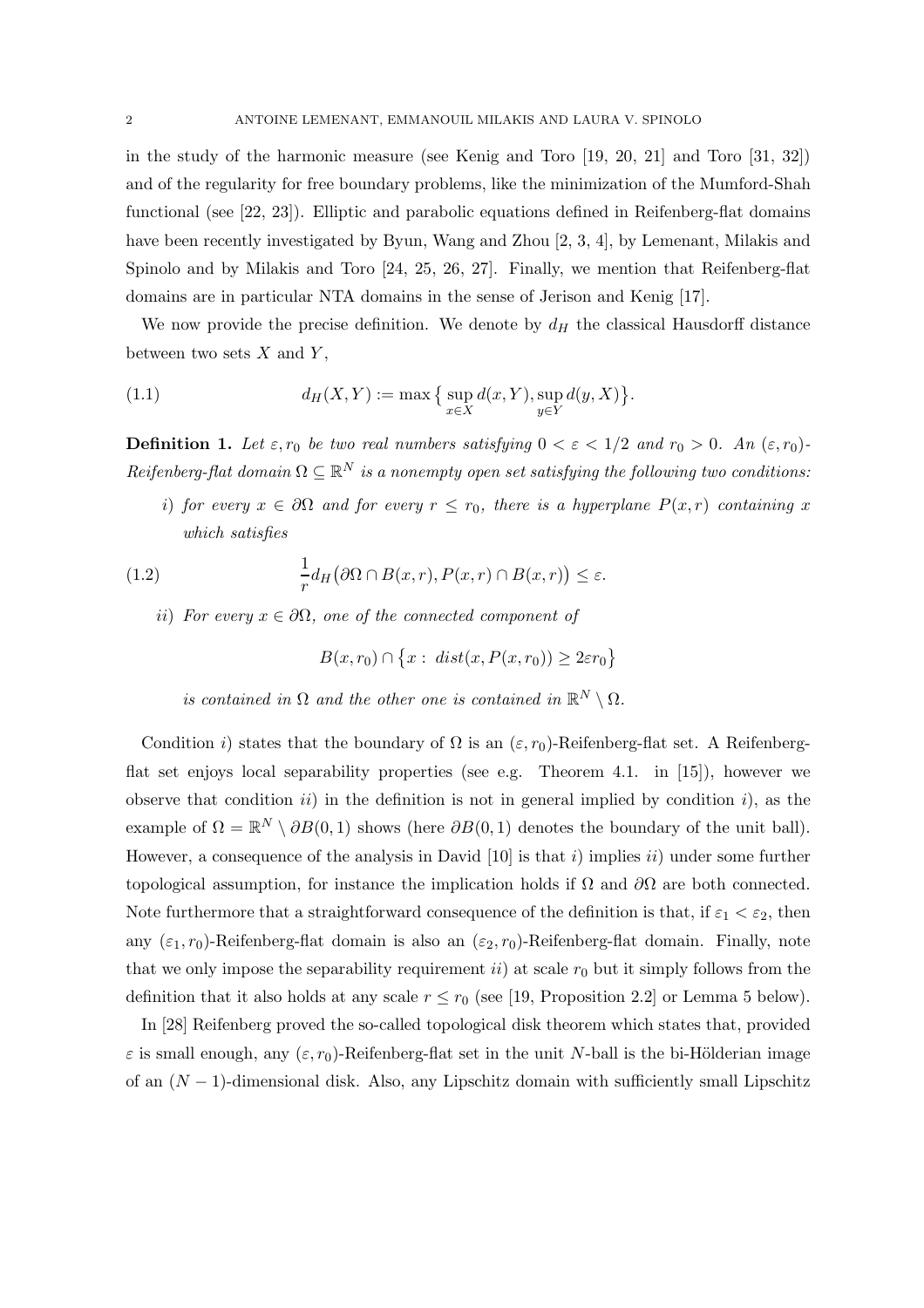in the study of the harmonic measure (see Kenig and Toro [19, 20, 21] and Toro [31, 32]) and of the regularity for free boundary problems, like the minimization of the Mumford-Shah functional (see [22, 23]). Elliptic and parabolic equations defined in Reifenberg-flat domains have been recently investigated by Byun, Wang and Zhou [2, 3, 4], by Lemenant, Milakis and Spinolo and by Milakis and Toro [24, 25, 26, 27]. Finally, we mention that Reifenberg-flat domains are in particular NTA domains in the sense of Jerison and Kenig [17].

We now provide the precise definition. We denote by $d_H$ the classical Hausdorff distance between two sets $X$ and $Y$,

$$d_H(X, Y) := \max \big\{ \sup_{x \in X} d(x, Y), \sup_{y \in Y} d(y, X) \big\}. \tag{1.1}$$

**Definition 1.** *Let $\varepsilon, r_0$ be two real numbers satisfying $0 < \varepsilon < 1/2$ and $r_0 > 0$. An $(\varepsilon, r_0)$-Reifenberg-flat domain $\Omega \subseteq \mathbb{R}^N$ is a nonempty open set satisfying the following two conditions:*

*i) for every $x \in \partial\Omega$ and for every $r \leq r_0$, there is a hyperplane $P(x, r)$ containing $x$ which satisfies*

$$\frac{1}{r} d_H\big(\partial\Omega \cap B(x, r), P(x, r) \cap B(x, r)\big) \leq \varepsilon. \tag{1.2}$$

*ii) For every $x \in \partial\Omega$, one of the connected component of*

$$B(x, r_0) \cap \big\{x : \, dist(x, P(x, r_0)) \geq 2\varepsilon r_0\big\}$$

*is contained in $\Omega$ and the other one is contained in $\mathbb{R}^N \setminus \Omega$.*

Condition $i)$ states that the boundary of $\Omega$ is an $(\varepsilon, r_0)$-Reifenberg-flat set. A Reifenberg-flat set enjoys local separability properties (see e.g. Theorem 4.1. in [15]), however we observe that condition $ii)$ in the definition is not in general implied by condition $i)$, as the example of $\Omega = \mathbb{R}^N \setminus \partial B(0, 1)$ shows (here $\partial B(0, 1)$ denotes the boundary of the unit ball). However, a consequence of the analysis in David [10] is that $i)$ implies $ii)$ under some further topological assumption, for instance the implication holds if $\Omega$ and $\partial\Omega$ are both connected. Note furthermore that a straightforward consequence of the definition is that, if $\varepsilon_1 < \varepsilon_2$, then any $(\varepsilon_1, r_0)$-Reifenberg-flat domain is also an $(\varepsilon_2, r_0)$-Reifenberg-flat domain. Finally, note that we only impose the separability requirement $ii)$ at scale $r_0$ but it simply follows from the definition that it also holds at any scale $r \leq r_0$ (see [19, Proposition 2.2] or Lemma 5 below).

In [28] Reifenberg proved the so-called topological disk theorem which states that, provided $\varepsilon$ is small enough, any $(\varepsilon, r_0)$-Reifenberg-flat set in the unit $N$-ball is the bi-Hölderian image of an $(N-1)$-dimensional disk. Also, any Lipschitz domain with sufficiently small Lipschitz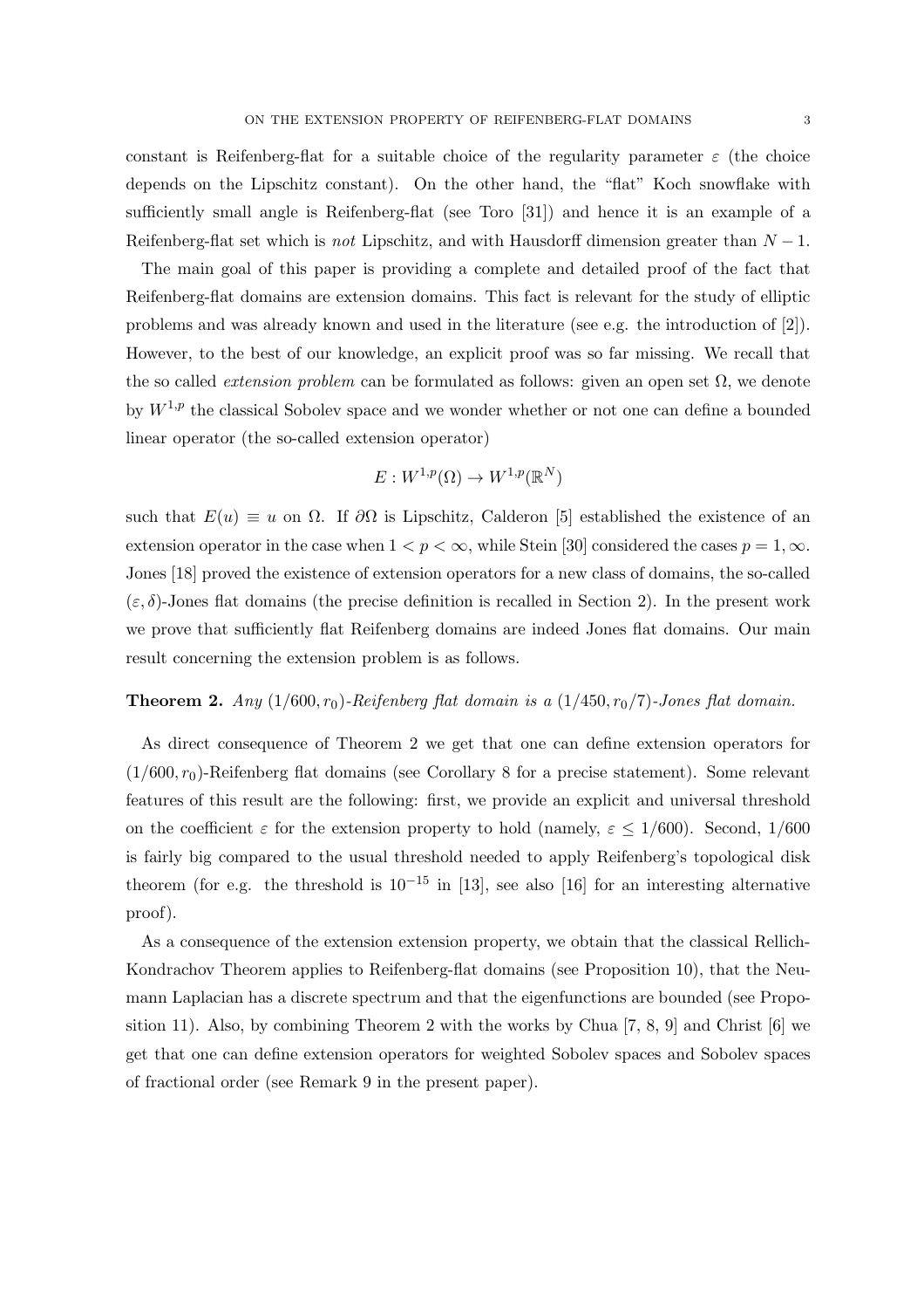constant is Reifenberg-flat for a suitable choice of the regularity parameter $\varepsilon$ (the choice depends on the Lipschitz constant). On the other hand, the "flat" Koch snowflake with sufficiently small angle is Reifenberg-flat (see Toro [31]) and hence it is an example of a Reifenberg-flat set which is *not* Lipschitz, and with Hausdorff dimension greater than $N-1$.

The main goal of this paper is providing a complete and detailed proof of the fact that Reifenberg-flat domains are extension domains. This fact is relevant for the study of elliptic problems and was already known and used in the literature (see e.g. the introduction of [2]). However, to the best of our knowledge, an explicit proof was so far missing. We recall that the so called *extension problem* can be formulated as follows: given an open set $\Omega$, we denote by $W^{1,p}$ the classical Sobolev space and we wonder whether or not one can define a bounded linear operator (the so-called extension operator)

$$E : W^{1,p}(\Omega) \to W^{1,p}(\mathbb{R}^N)$$

such that $E(u) \equiv u$ on $\Omega$. If $\partial\Omega$ is Lipschitz, Calderon [5] established the existence of an extension operator in the case when $1 < p < \infty$, while Stein [30] considered the cases $p = 1, \infty$. Jones [18] proved the existence of extension operators for a new class of domains, the so-called $(\varepsilon, \delta)$-Jones flat domains (the precise definition is recalled in Section 2). In the present work we prove that sufficiently flat Reifenberg domains are indeed Jones flat domains. Our main result concerning the extension problem is as follows.

**Theorem 2.** *Any $(1/600, r_0)$-Reifenberg flat domain is a $(1/450, r_0/7)$-Jones flat domain.*

As direct consequence of Theorem 2 we get that one can define extension operators for $(1/600, r_0)$-Reifenberg flat domains (see Corollary 8 for a precise statement). Some relevant features of this result are the following: first, we provide an explicit and universal threshold on the coefficient $\varepsilon$ for the extension property to hold (namely, $\varepsilon \leq 1/600$). Second, $1/600$ is fairly big compared to the usual threshold needed to apply Reifenberg's topological disk theorem (for e.g. the threshold is $10^{-15}$ in [13], see also [16] for an interesting alternative proof).

As a consequence of the extension extension property, we obtain that the classical Rellich-Kondrachov Theorem applies to Reifenberg-flat domains (see Proposition 10), that the Neumann Laplacian has a discrete spectrum and that the eigenfunctions are bounded (see Proposition 11). Also, by combining Theorem 2 with the works by Chua [7, 8, 9] and Christ [6] we get that one can define extension operators for weighted Sobolev spaces and Sobolev spaces of fractional order (see Remark 9 in the present paper).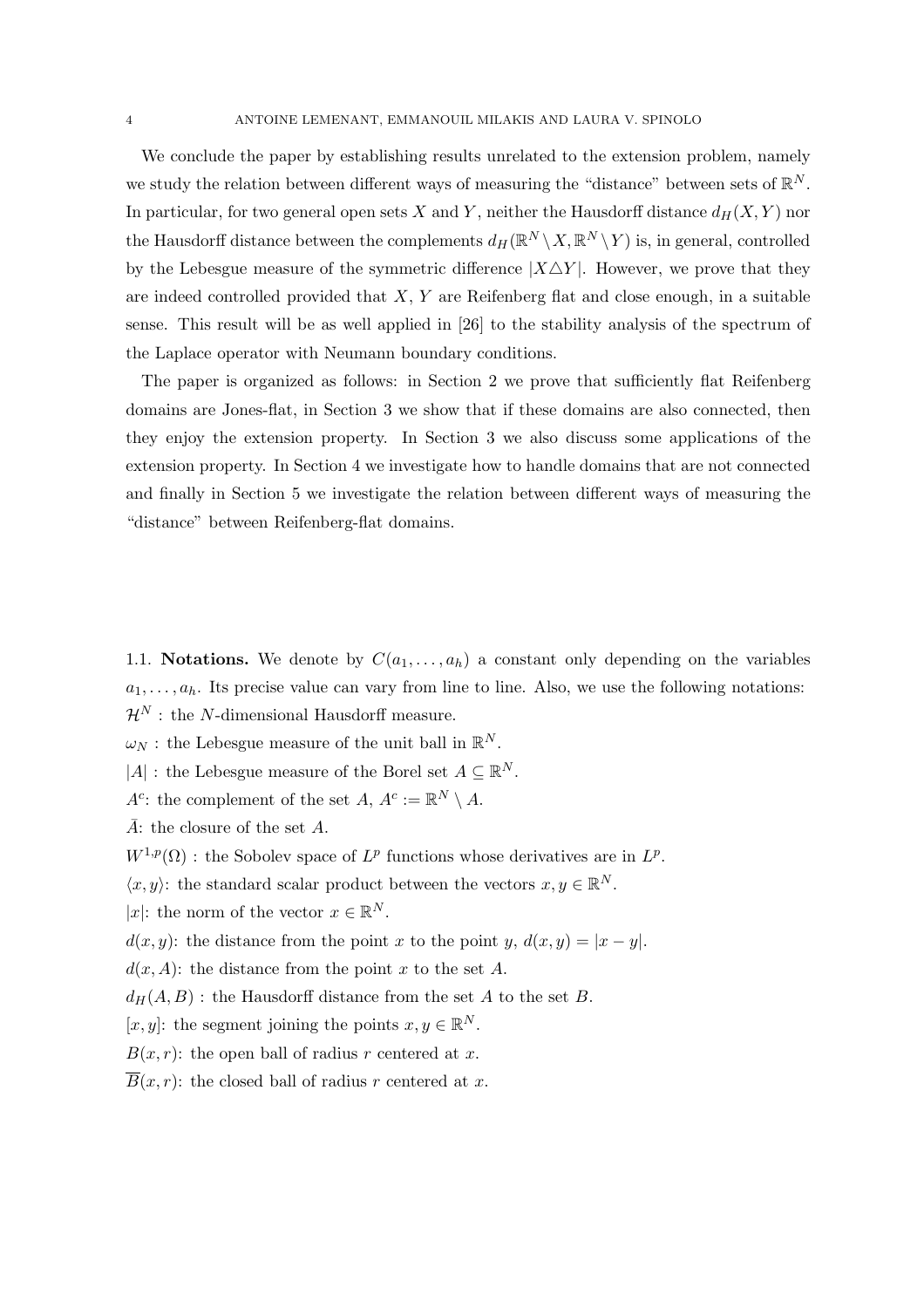We conclude the paper by establishing results unrelated to the extension problem, namely we study the relation between different ways of measuring the "distance" between sets of $\mathbb{R}^N$. In particular, for two general open sets $X$ and $Y$, neither the Hausdorff distance $d_H(X, Y)$ nor the Hausdorff distance between the complements $d_H(\mathbb{R}^N \setminus X, \mathbb{R}^N \setminus Y)$ is, in general, controlled by the Lebesgue measure of the symmetric difference $|X \triangle Y|$. However, we prove that they are indeed controlled provided that $X$, $Y$ are Reifenberg flat and close enough, in a suitable sense. This result will be as well applied in [26] to the stability analysis of the spectrum of the Laplace operator with Neumann boundary conditions.

The paper is organized as follows: in Section 2 we prove that sufficiently flat Reifenberg domains are Jones-flat, in Section 3 we show that if these domains are also connected, then they enjoy the extension property. In Section 3 we also discuss some applications of the extension property. In Section 4 we investigate how to handle domains that are not connected and finally in Section 5 we investigate the relation between different ways of measuring the "distance" between Reifenberg-flat domains.

### 1.1. **Notations.**

We denote by $C(a_1, \dots, a_h)$ a constant only depending on the variables $a_1, \dots, a_h$. Its precise value can vary from line to line. Also, we use the following notations:

$\mathcal{H}^N$ : the $N$-dimensional Hausdorff measure.

$\omega_N$ : the Lebesgue measure of the unit ball in $\mathbb{R}^N$.

$|A|$ : the Lebesgue measure of the Borel set $A \subseteq \mathbb{R}^N$.

$A^c$: the complement of the set $A$, $A^c := \mathbb{R}^N \setminus A$.

$\bar{A}$: the closure of the set $A$.

$W^{1,p}(\Omega)$ : the Sobolev space of $L^p$ functions whose derivatives are in $L^p$.

$\langle x, y \rangle$: the standard scalar product between the vectors $x, y \in \mathbb{R}^N$.

$|x|$: the norm of the vector $x \in \mathbb{R}^N$.

$d(x, y)$: the distance from the point $x$ to the point $y$, $d(x, y) = |x - y|$.

$d(x, A)$: the distance from the point $x$ to the set $A$.

$d_H(A, B)$ : the Hausdorff distance from the set $A$ to the set $B$.

$[x, y]$: the segment joining the points $x, y \in \mathbb{R}^N$.

$B(x, r)$: the open ball of radius $r$ centered at $x$.

$\overline{B}(x, r)$: the closed ball of radius $r$ centered at $x$.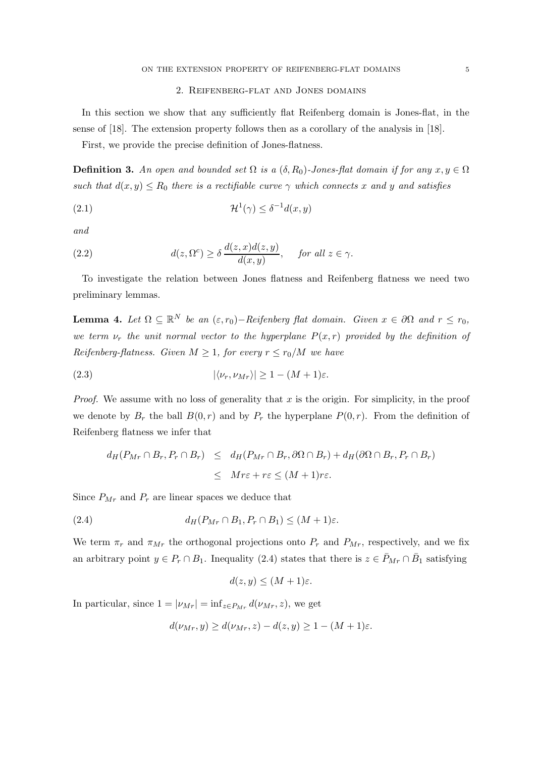## 2. Reifenberg-flat and Jones domains

In this section we show that any sufficiently flat Reifenberg domain is Jones-flat, in the sense of [18]. The extension property follows then as a corollary of the analysis in [18].

First, we provide the precise definition of Jones-flatness.

**Definition 3.** *An open and bounded set $\Omega$ is a $(\delta, R_0)$-Jones-flat domain if for any $x, y \in \Omega$ such that $d(x, y) \leq R_0$ there is a rectifiable curve $\gamma$ which connects $x$ and $y$ and satisfies*

$$\mathcal{H}^1(\gamma) \leq \delta^{-1} d(x, y) \tag{2.1}$$

*and*

$$d(z, \Omega^c) \geq \delta \frac{d(z, x) d(z, y)}{d(x, y)}, \quad \text{for all } z \in \gamma. \tag{2.2}$$

To investigate the relation between Jones flatness and Reifenberg flatness we need two preliminary lemmas.

**Lemma 4.** *Let $\Omega \subseteq \mathbb{R}^N$ be an $(\varepsilon, r_0)$−Reifenberg flat domain. Given $x \in \partial\Omega$ and $r \leq r_0$, we term $\nu_r$ the unit normal vector to the hyperplane $P(x, r)$ provided by the definition of Reifenberg-flatness. Given $M \geq 1$, for every $r \leq r_0/M$ we have*

$$|\langle \nu_r, \nu_{Mr} \rangle| \geq 1 - (M + 1)\varepsilon. \tag{2.3}$$

*Proof.* We assume with no loss of generality that $x$ is the origin. For simplicity, in the proof we denote by $B_r$ the ball $B(0, r)$ and by $P_r$ the hyperplane $P(0, r)$. From the definition of Reifenberg flatness we infer that

$$\begin{aligned} d_H(P_{Mr} \cap B_r, P_r \cap B_r) &\leq d_H(P_{Mr} \cap B_r, \partial\Omega \cap B_r) + d_H(\partial\Omega \cap B_r, P_r \cap B_r) \\ &\leq Mr\varepsilon + r\varepsilon \leq (M + 1)r\varepsilon. \end{aligned}$$

Since $P_{Mr}$ and $P_r$ are linear spaces we deduce that

$$d_H(P_{Mr} \cap B_1, P_r \cap B_1) \leq (M + 1)\varepsilon. \tag{2.4}$$

We term $\pi_r$ and $\pi_{Mr}$ the orthogonal projections onto $P_r$ and $P_{Mr}$, respectively, and we fix an arbitrary point $y \in P_r \cap B_1$. Inequality (2.4) states that there is $z \in \bar{P}_{Mr} \cap \bar{B}_1$ satisfying

$$d(z, y) \leq (M + 1)\varepsilon.$$

In particular, since $1 = |\nu_{Mr}| = \inf_{z \in P_{Mr}} d(\nu_{Mr}, z)$, we get

$$d(\nu_{Mr}, y) \geq d(\nu_{Mr}, z) - d(z, y) \geq 1 - (M + 1)\varepsilon.$$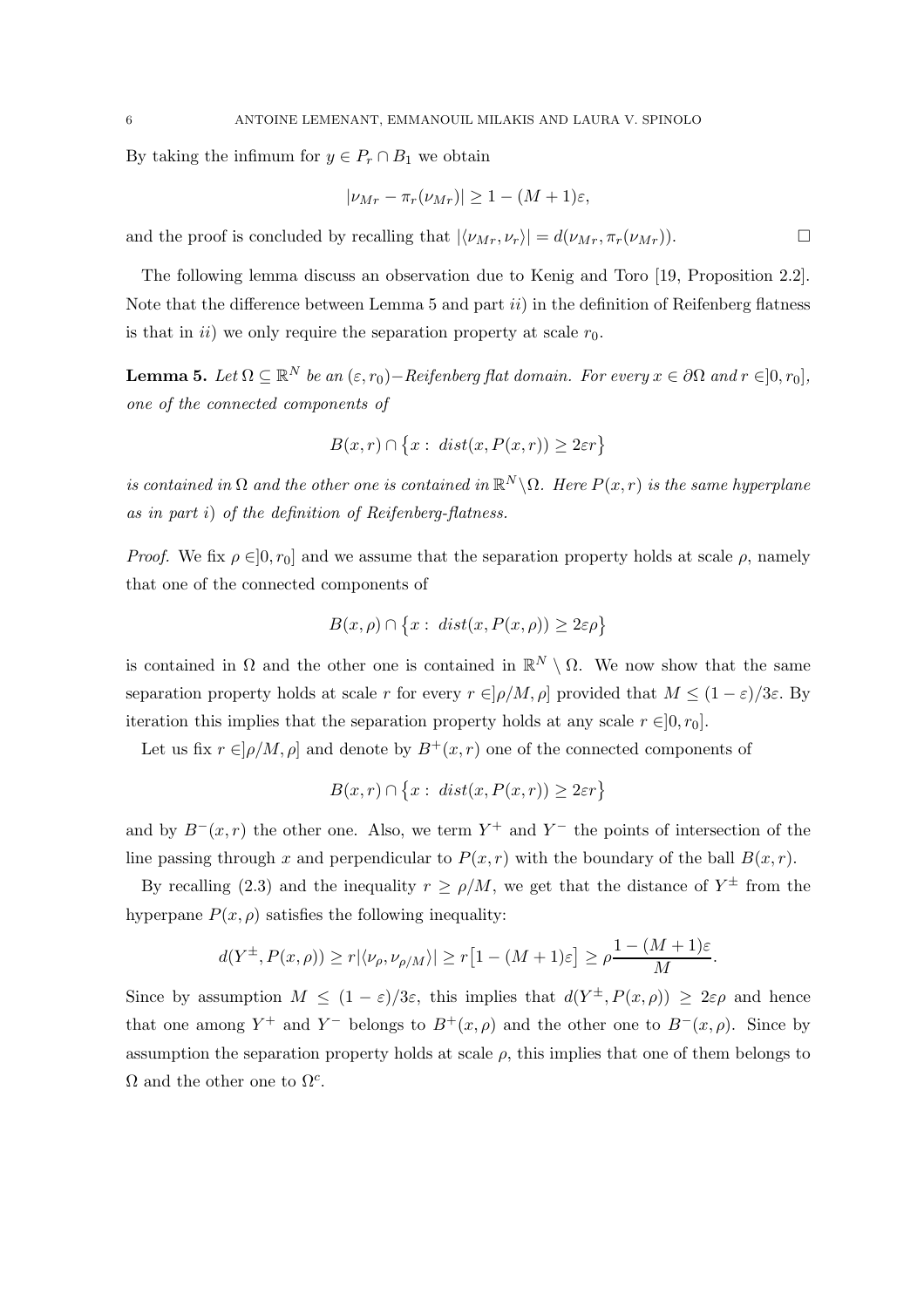By taking the infimum for $y \in P_r \cap B_1$ we obtain

$$|\nu_{Mr} - \pi_r(\nu_{Mr})| \geq 1 - (M+1)\varepsilon,$$

and the proof is concluded by recalling that $|\langle \nu_{Mr}, \nu_r \rangle| = d(\nu_{Mr}, \pi_r(\nu_{Mr}))$. $\square$

The following lemma discuss an observation due to Kenig and Toro [19, Proposition 2.2]. Note that the difference between Lemma 5 and part *ii*) in the definition of Reifenberg flatness is that in *ii*) we only require the separation property at scale $r_0$.

**Lemma 5.** *Let $\Omega \subseteq \mathbb{R}^N$ be an $(\varepsilon, r_0)-$Reifenberg flat domain. For every $x \in \partial\Omega$ and $r \in ]0, r_0]$, one of the connected components of*

$$B(x,r) \cap \{x : \, dist(x, P(x,r)) \geq 2\varepsilon r\}$$

*is contained in $\Omega$ and the other one is contained in $\mathbb{R}^N \setminus \Omega$. Here $P(x,r)$ is the same hyperplane as in part i) of the definition of Reifenberg-flatness.*

*Proof.* We fix $\rho \in ]0, r_0]$ and we assume that the separation property holds at scale $\rho$, namely that one of the connected components of

$$B(x,\rho) \cap \{x : \, dist(x, P(x,\rho)) \geq 2\varepsilon \rho\}$$

is contained in $\Omega$ and the other one is contained in $\mathbb{R}^N \setminus \Omega$. We now show that the same separation property holds at scale $r$ for every $r \in ]\rho/M, \rho]$ provided that $M \leq (1-\varepsilon)/3\varepsilon$. By iteration this implies that the separation property holds at any scale $r \in ]0, r_0]$.

Let us fix $r \in ]\rho/M, \rho]$ and denote by $B^+(x,r)$ one of the connected components of

$$B(x,r) \cap \{x : \, dist(x, P(x,r)) \geq 2\varepsilon r\}$$

and by $B^-(x,r)$ the other one. Also, we term $Y^+$ and $Y^-$ the points of intersection of the line passing through $x$ and perpendicular to $P(x,r)$ with the boundary of the ball $B(x,r)$.

By recalling (2.3) and the inequality $r \geq \rho/M$, we get that the distance of $Y^\pm$ from the hyperpane $P(x,\rho)$ satisfies the following inequality:

$$d(Y^\pm, P(x,\rho)) \geq r|\langle \nu_\rho, \nu_{\rho/M} \rangle| \geq r\big[1 - (M+1)\varepsilon\big] \geq \rho \frac{1-(M+1)\varepsilon}{M}.$$

Since by assumption $M \leq (1-\varepsilon)/3\varepsilon$, this implies that $d(Y^\pm, P(x,\rho)) \geq 2\varepsilon\rho$ and hence that one among $Y^+$ and $Y^-$ belongs to $B^+(x,\rho)$ and the other one to $B^-(x,\rho)$. Since by assumption the separation property holds at scale $\rho$, this implies that one of them belongs to $\Omega$ and the other one to $\Omega^c$.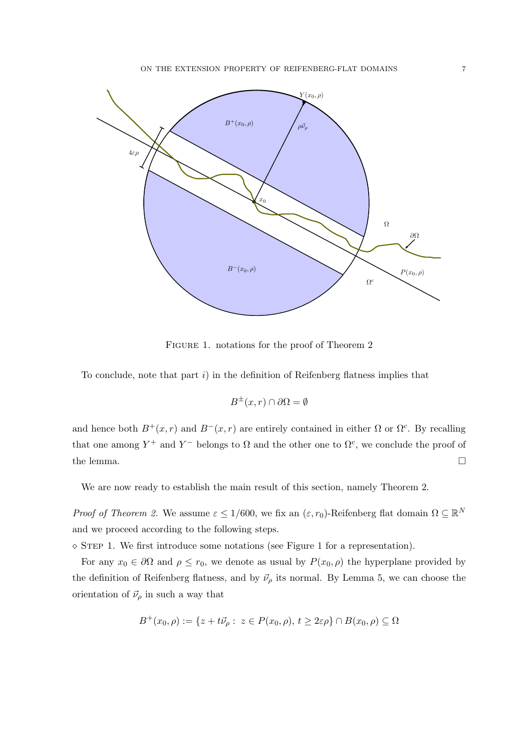Figure 1. notations for the proof of Theorem 2

To conclude, note that part $i)$ in the definition of Reifenberg flatness implies that

$$B^{\pm}(x,r) \cap \partial\Omega = \emptyset$$

and hence both $B^+(x,r)$ and $B^-(x,r)$ are entirely contained in either $\Omega$ or $\Omega^c$. By recalling that one among $Y^+$ and $Y^-$ belongs to $\Omega$ and the other one to $\Omega^c$, we conclude the proof of the lemma. □

We are now ready to establish the main result of this section, namely Theorem 2.

*Proof of Theorem 2.* We assume $\varepsilon \leq 1/600$, we fix an $(\varepsilon, r_0)$-Reifenberg flat domain $\Omega \subseteq \mathbb{R}^N$ and we proceed according to the following steps.

⋄ Step 1. We first introduce some notations (see Figure 1 for a representation).

For any $x_0 \in \partial\Omega$ and $\rho \leq r_0$, we denote as usual by $P(x_0,\rho)$ the hyperplane provided by the definition of Reifenberg flatness, and by $\vec{\nu}_\rho$ its normal. By Lemma 5, we can choose the orientation of $\vec{\nu}_\rho$ in such a way that

$$B^+(x_0,\rho) := \{z + t\vec{\nu}_\rho : \; z \in P(x_0,\rho),\; t \geq 2\varepsilon\rho\} \cap B(x_0,\rho) \subseteq \Omega$$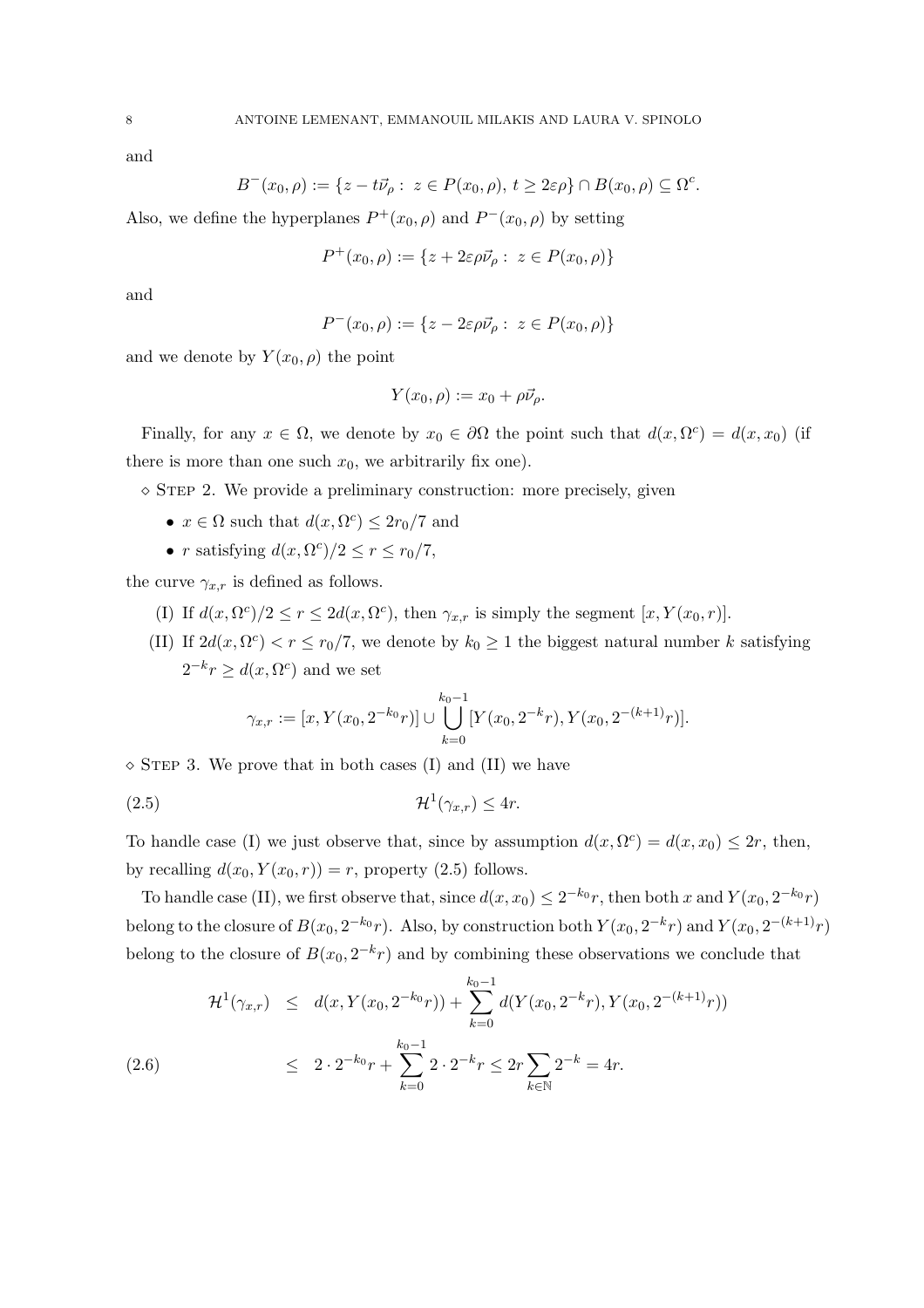and

$$B^-(x_0,\rho) := \{z - t\vec{\nu}_\rho : \ z \in P(x_0,\rho), \ t \geq 2\varepsilon\rho\} \cap B(x_0,\rho) \subseteq \Omega^c.$$

Also, we define the hyperplanes $P^+(x_0,\rho)$ and $P^-(x_0,\rho)$ by setting

$$P^+(x_0,\rho) := \{z + 2\varepsilon\rho\vec{\nu}_\rho : \ z \in P(x_0,\rho)\}$$

and

$$P^-(x_0,\rho) := \{z - 2\varepsilon\rho\vec{\nu}_\rho : \ z \in P(x_0,\rho)\}$$

and we denote by $Y(x_0,\rho)$ the point

$$Y(x_0,\rho) := x_0 + \rho\vec{\nu}_\rho.$$

Finally, for any $x \in \Omega$, we denote by $x_0 \in \partial\Omega$ the point such that $d(x,\Omega^c) = d(x,x_0)$ (if there is more than one such $x_0$, we arbitrarily fix one).

$\diamond$ Step 2. We provide a preliminary construction: more precisely, given

- $x \in \Omega$ such that $d(x,\Omega^c) \leq 2r_0/7$ and
- $r$ satisfying $d(x,\Omega^c)/2 \leq r \leq r_0/7$,

the curve $\gamma_{x,r}$ is defined as follows.

(I) If $d(x,\Omega^c)/2 \leq r \leq 2d(x,\Omega^c)$, then $\gamma_{x,r}$ is simply the segment $[x, Y(x_0,r)]$.

(II) If $2d(x,\Omega^c) < r \leq r_0/7$, we denote by $k_0 \geq 1$ the biggest natural number $k$ satisfying $2^{-k}r \geq d(x,\Omega^c)$ and we set

$$\gamma_{x,r} := [x, Y(x_0, 2^{-k_0}r)] \cup \bigcup_{k=0}^{k_0-1} [Y(x_0,2^{-k}r), Y(x_0,2^{-(k+1)}r)].$$

$\diamond$ Step 3. We prove that in both cases (I) and (II) we have

$$\mathcal{H}^1(\gamma_{x,r}) \leq 4r. \tag{2.5}$$

To handle case (I) we just observe that, since by assumption $d(x,\Omega^c) = d(x,x_0) \leq 2r$, then, by recalling $d(x_0, Y(x_0,r)) = r$, property (2.5) follows.

To handle case (II), we first observe that, since $d(x,x_0) \leq 2^{-k_0}r$, then both $x$ and $Y(x_0,2^{-k_0}r)$ belong to the closure of $B(x_0,2^{-k_0}r)$. Also, by construction both $Y(x_0,2^{-k}r)$ and $Y(x_0,2^{-(k+1)}r)$ belong to the closure of $B(x_0,2^{-k}r)$ and by combining these observations we conclude that

$$\begin{aligned}
\mathcal{H}^1(\gamma_{x,r}) &\leq d(x, Y(x_0,2^{-k_0}r)) + \sum_{k=0}^{k_0-1} d(Y(x_0,2^{-k}r), Y(x_0,2^{-(k+1)}r)) \\
&\leq 2\cdot 2^{-k_0}r + \sum_{k=0}^{k_0-1} 2\cdot 2^{-k}r \leq 2r\sum_{k\in\mathbb{N}} 2^{-k} = 4r.
\end{aligned} \tag{2.6}$$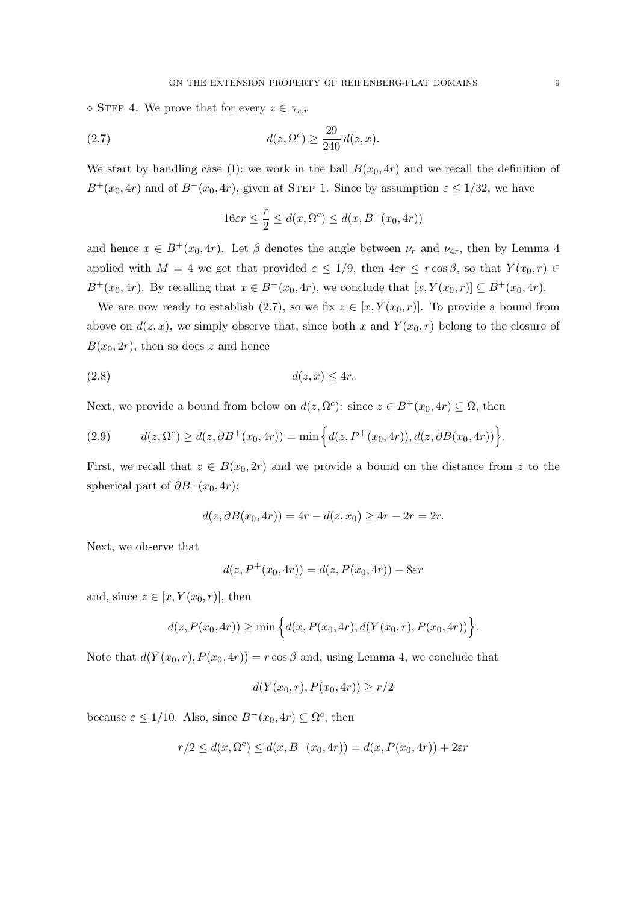$\diamond$ STEP 4. We prove that for every $z \in \gamma_{x,r}$

$$d(z, \Omega^c) \geq \frac{29}{240}\, d(z, x). \tag{2.7}$$

We start by handling case (I): we work in the ball $B(x_0, 4r)$ and we recall the definition of $B^+(x_0, 4r)$ and of $B^-(x_0, 4r)$, given at STEP 1. Since by assumption $\varepsilon \leq 1/32$, we have

$$16\varepsilon r \leq \frac{r}{2} \leq d(x, \Omega^c) \leq d(x, B^-(x_0, 4r))$$

and hence $x \in B^+(x_0, 4r)$. Let $\beta$ denotes the angle between $\nu_r$ and $\nu_{4r}$, then by Lemma 4 applied with $M = 4$ we get that provided $\varepsilon \leq 1/9$, then $4\varepsilon r \leq r\cos\beta$, so that $Y(x_0, r) \in B^+(x_0, 4r)$. By recalling that $x \in B^+(x_0, 4r)$, we conclude that $[x, Y(x_0, r)] \subseteq B^+(x_0, 4r)$.

We are now ready to establish (2.7), so we fix $z \in [x, Y(x_0, r)]$. To provide a bound from above on $d(z, x)$, we simply observe that, since both $x$ and $Y(x_0, r)$ belong to the closure of $B(x_0, 2r)$, then so does $z$ and hence

$$d(z, x) \leq 4r. \tag{2.8}$$

Next, we provide a bound from below on $d(z, \Omega^c)$: since $z \in B^+(x_0, 4r) \subseteq \Omega$, then

$$d(z, \Omega^c) \geq d(z, \partial B^+(x_0, 4r)) = \min\Big\{d(z, P^+(x_0, 4r)), d(z, \partial B(x_0, 4r))\Big\}. \tag{2.9}$$

First, we recall that $z \in B(x_0, 2r)$ and we provide a bound on the distance from $z$ to the spherical part of $\partial B^+(x_0, 4r)$:

$$d(z, \partial B(x_0, 4r)) = 4r - d(z, x_0) \geq 4r - 2r = 2r.$$

Next, we observe that

$$d(z, P^+(x_0, 4r)) = d(z, P(x_0, 4r)) - 8\varepsilon r$$

and, since $z \in [x, Y(x_0, r)]$, then

$$d(z, P(x_0, 4r)) \geq \min\Big\{d(x, P(x_0, 4r), d(Y(x_0, r), P(x_0, 4r))\Big\}.$$

Note that $d(Y(x_0, r), P(x_0, 4r)) = r\cos\beta$ and, using Lemma 4, we conclude that

$$d(Y(x_0, r), P(x_0, 4r)) \geq r/2$$

because $\varepsilon \leq 1/10$. Also, since $B^-(x_0, 4r) \subseteq \Omega^c$, then

$$r/2 \leq d(x, \Omega^c) \leq d(x, B^-(x_0, 4r)) = d(x, P(x_0, 4r)) + 2\varepsilon r$$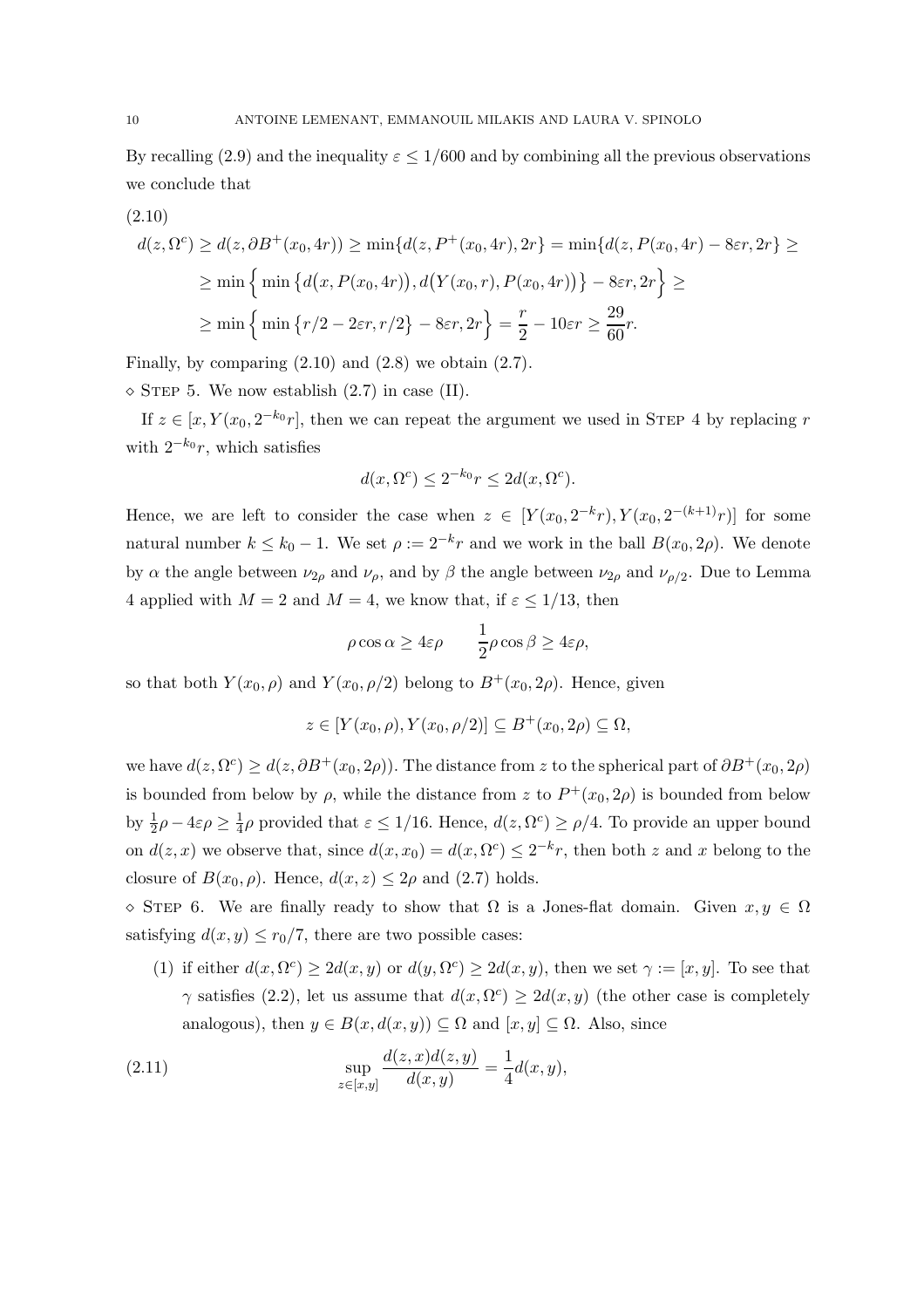By recalling (2.9) and the inequality $\varepsilon \le 1/600$ and by combining all the previous observations we conclude that

(2.10)

$$
\begin{aligned}
d(z, \Omega^c) &\geq d(z, \partial B^+(x_0, 4r)) \geq \min\{d(z, P^+(x_0, 4r), 2r\} = \min\{d(z, P(x_0, 4r) - 8\varepsilon r, 2r\} \geq \\
&\geq \min\Big\{ \min\big\{ d\big(x, P(x_0, 4r)\big), d\big(Y(x_0, r), P(x_0, 4r)\big) \big\} - 8\varepsilon r, 2r \Big\} \geq \\
&\geq \min\Big\{ \min\big\{ r/2 - 2\varepsilon r, r/2 \big\} - 8\varepsilon r, 2r \Big\} = \frac{r}{2} - 10\varepsilon r \geq \frac{29}{60} r.
\end{aligned}
$$

Finally, by comparing (2.10) and (2.8) we obtain (2.7).

$\diamond$ STEP 5. We now establish (2.7) in case (II).

If $z \in [x, Y(x_0, 2^{-k_0} r]$, then we can repeat the argument we used in STEP 4 by replacing $r$ with $2^{-k_0} r$, which satisfies

$$
d(x, \Omega^c) \le 2^{-k_0} r \le 2 d(x, \Omega^c).
$$

Hence, we are left to consider the case when $z \in [Y(x_0, 2^{-k} r), Y(x_0, 2^{-(k+1)} r)]$ for some natural number $k \le k_0 - 1$. We set $\rho := 2^{-k} r$ and we work in the ball $B(x_0, 2\rho)$. We denote by $\alpha$ the angle between $\nu_{2\rho}$ and $\nu_\rho$, and by $\beta$ the angle between $\nu_{2\rho}$ and $\nu_{\rho/2}$. Due to Lemma 4 applied with $M = 2$ and $M = 4$, we know that, if $\varepsilon \le 1/13$, then

$$
\rho \cos \alpha \ge 4 \varepsilon \rho \qquad \frac{1}{2} \rho \cos \beta \ge 4 \varepsilon \rho,
$$

so that both $Y(x_0, \rho)$ and $Y(x_0, \rho/2)$ belong to $B^+(x_0, 2\rho)$. Hence, given

$$
z \in [Y(x_0, \rho), Y(x_0, \rho/2)] \subseteq B^+(x_0, 2\rho) \subseteq \Omega,
$$

we have $d(z, \Omega^c) \ge d(z, \partial B^+(x_0, 2\rho))$. The distance from $z$ to the spherical part of $\partial B^+(x_0, 2\rho)$ is bounded from below by $\rho$, while the distance from $z$ to $P^+(x_0, 2\rho)$ is bounded from below by $\frac{1}{2}\rho - 4\varepsilon\rho \ge \frac{1}{4}\rho$ provided that $\varepsilon \le 1/16$. Hence, $d(z, \Omega^c) \ge \rho/4$. To provide an upper bound on $d(z, x)$ we observe that, since $d(x, x_0) = d(x, \Omega^c) \le 2^{-k} r$, then both $z$ and $x$ belong to the closure of $B(x_0, \rho)$. Hence, $d(x, z) \le 2\rho$ and (2.7) holds.

$\diamond$ STEP 6. We are finally ready to show that $\Omega$ is a Jones-flat domain. Given $x, y \in \Omega$ satisfying $d(x, y) \le r_0/7$, there are two possible cases:

(1) if either $d(x, \Omega^c) \ge 2d(x, y)$ or $d(y, \Omega^c) \ge 2d(x, y)$, then we set $\gamma := [x, y]$. To see that $\gamma$ satisfies (2.2), let us assume that $d(x, \Omega^c) \ge 2d(x, y)$ (the other case is completely analogous), then $y \in B(x, d(x, y)) \subseteq \Omega$ and $[x, y] \subseteq \Omega$. Also, since

$$
\sup_{z \in [x,y]} \frac{d(z, x) d(z, y)}{d(x, y)} = \frac{1}{4} d(x, y), \tag{2.11}
$$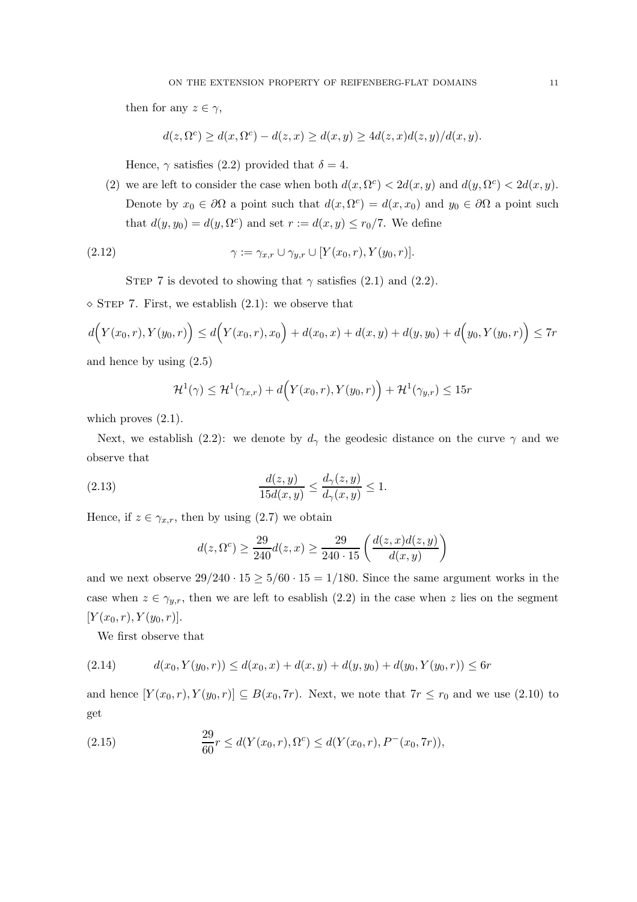then for any $z \in \gamma$,

$$d(z, \Omega^c) \geq d(x, \Omega^c) - d(z, x) \geq d(x, y) \geq 4d(z, x)d(z, y)/d(x, y).$$

Hence, $\gamma$ satisfies (2.2) provided that $\delta = 4$.

(2) we are left to consider the case when both $d(x, \Omega^c) < 2d(x, y)$ and $d(y, \Omega^c) < 2d(x, y)$. Denote by $x_0 \in \partial\Omega$ a point such that $d(x, \Omega^c) = d(x, x_0)$ and $y_0 \in \partial\Omega$ a point such that $d(y, y_0) = d(y, \Omega^c)$ and set $r := d(x, y) \leq r_0/7$. We define

$$\gamma := \gamma_{x,r} \cup \gamma_{y,r} \cup [Y(x_0, r), Y(y_0, r)]. \tag{2.12}$$

Step 7 is devoted to showing that $\gamma$ satisfies (2.1) and (2.2).

$\diamond$ Step 7. First, we establish (2.1): we observe that

$$d\Big(Y(x_0, r), Y(y_0, r)\Big) \leq d\Big(Y(x_0, r), x_0\Big) + d(x_0, x) + d(x, y) + d(y, y_0) + d\Big(y_0, Y(y_0, r)\Big) \leq 7r$$

and hence by using (2.5)

$$\mathcal{H}^1(\gamma) \leq \mathcal{H}^1(\gamma_{x,r}) + d\Big(Y(x_0, r), Y(y_0, r)\Big) + \mathcal{H}^1(\gamma_{y,r}) \leq 15r$$

which proves (2.1).

Next, we establish (2.2): we denote by $d_\gamma$ the geodesic distance on the curve $\gamma$ and we observe that

$$\frac{d(z, y)}{15d(x, y)} \leq \frac{d_\gamma(z, y)}{d_\gamma(x, y)} \leq 1. \tag{2.13}$$

Hence, if $z \in \gamma_{x,r}$, then by using (2.7) we obtain

$$d(z, \Omega^c) \geq \frac{29}{240} d(z, x) \geq \frac{29}{240 \cdot 15} \left( \frac{d(z, x)d(z, y)}{d(x, y)} \right)$$

and we next observe $29/240 \cdot 15 \geq 5/60 \cdot 15 = 1/180$. Since the same argument works in the case when $z \in \gamma_{y,r}$, then we are left to esablish (2.2) in the case when $z$ lies on the segment $[Y(x_0, r), Y(y_0, r)]$.

We first observe that

$$d(x_0, Y(y_0, r)) \leq d(x_0, x) + d(x, y) + d(y, y_0) + d(y_0, Y(y_0, r)) \leq 6r \tag{2.14}$$

and hence $[Y(x_0, r), Y(y_0, r)] \subseteq B(x_0, 7r)$. Next, we note that $7r \leq r_0$ and we use (2.10) to get

$$\frac{29}{60} r \leq d(Y(x_0, r), \Omega^c) \leq d(Y(x_0, r), P^-(x_0, 7r)), \tag{2.15}$$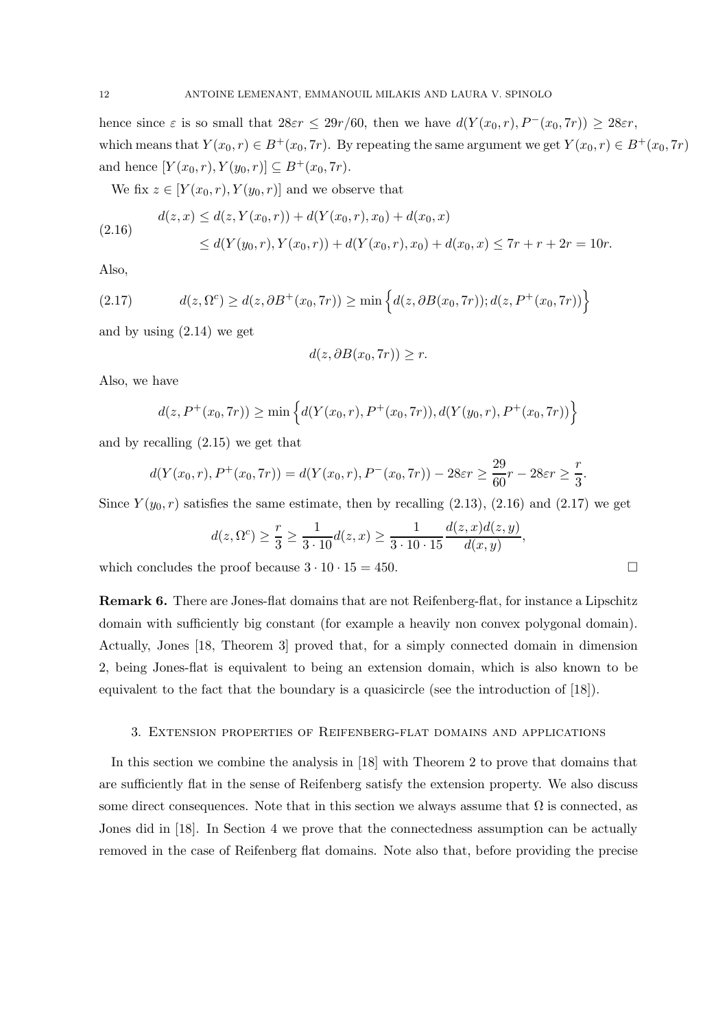hence since $\varepsilon$ is so small that $28\varepsilon r \leq 29r/60$, then we have $d(Y(x_0, r), P^-(x_0, 7r)) \geq 28\varepsilon r$, which means that $Y(x_0, r) \in B^+(x_0, 7r)$. By repeating the same argument we get $Y(x_0, r) \in B^+(x_0, 7r)$ and hence $[Y(x_0, r), Y(y_0, r)] \subseteq B^+(x_0, 7r)$.

We fix $z \in [Y(x_0, r), Y(y_0, r)]$ and we observe that

$$
\begin{aligned}
d(z, x) &\leq d(z, Y(x_0, r)) + d(Y(x_0, r), x_0) + d(x_0, x) \\
&\leq d(Y(y_0, r), Y(x_0, r)) + d(Y(x_0, r), x_0) + d(x_0, x) \leq 7r + r + 2r = 10r.
\end{aligned} \tag{2.16}
$$

Also,

$$
d(z, \Omega^c) \geq d(z, \partial B^+(x_0, 7r)) \geq \min\Big\{d(z, \partial B(x_0, 7r)); d(z, P^+(x_0, 7r))\Big\} \tag{2.17}
$$

and by using (2.14) we get

$$
d(z, \partial B(x_0, 7r)) \geq r.
$$

Also, we have

$$
d(z, P^+(x_0, 7r)) \geq \min\Big\{d(Y(x_0, r), P^+(x_0, 7r)), d(Y(y_0, r), P^+(x_0, 7r))\Big\}
$$

and by recalling (2.15) we get that

$$
d(Y(x_0, r), P^+(x_0, 7r)) = d(Y(x_0, r), P^-(x_0, 7r)) - 28\varepsilon r \geq \frac{29}{60} r - 28\varepsilon r \geq \frac{r}{3}.
$$

Since $Y(y_0, r)$ satisfies the same estimate, then by recalling (2.13), (2.16) and (2.17) we get

$$
d(z, \Omega^c) \geq \frac{r}{3} \geq \frac{1}{3 \cdot 10} d(z, x) \geq \frac{1}{3 \cdot 10 \cdot 15} \frac{d(z, x) d(z, y)}{d(x, y)},
$$

which concludes the proof because $3 \cdot 10 \cdot 15 = 450$. □

**Remark 6.** There are Jones-flat domains that are not Reifenberg-flat, for instance a Lipschitz domain with sufficiently big constant (for example a heavily non convex polygonal domain). Actually, Jones [18, Theorem 3] proved that, for a simply connected domain in dimension 2, being Jones-flat is equivalent to being an extension domain, which is also known to be equivalent to the fact that the boundary is a quasicircle (see the introduction of [18]).

## 3. Extension properties of Reifenberg-flat domains and applications

In this section we combine the analysis in [18] with Theorem 2 to prove that domains that are sufficiently flat in the sense of Reifenberg satisfy the extension property. We also discuss some direct consequences. Note that in this section we always assume that $\Omega$ is connected, as Jones did in [18]. In Section 4 we prove that the connectedness assumption can be actually removed in the case of Reifenberg flat domains. Note also that, before providing the precise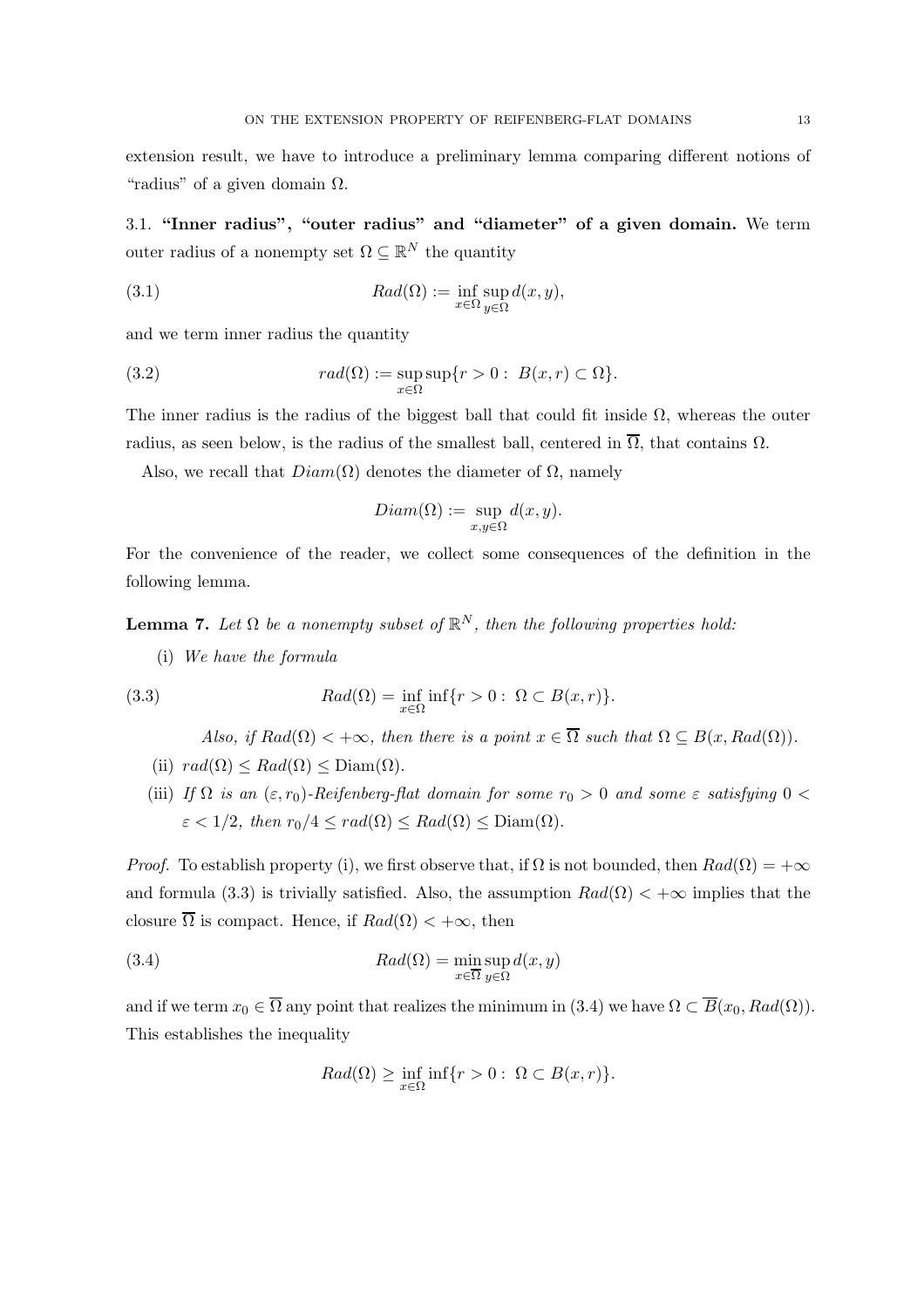extension result, we have to introduce a preliminary lemma comparing different notions of "radius" of a given domain $\Omega$.

### 3.1. "Inner radius", "outer radius" and "diameter" of a given domain.

We term outer radius of a nonempty set $\Omega \subseteq \mathbb{R}^N$ the quantity

$$Rad(\Omega) := \inf_{x \in \Omega} \sup_{y \in \Omega} d(x, y), \tag{3.1}$$

and we term inner radius the quantity

$$rad(\Omega) := \sup_{x \in \Omega} \sup\{r > 0 : \ B(x, r) \subset \Omega\}. \tag{3.2}$$

The inner radius is the radius of the biggest ball that could fit inside $\Omega$, whereas the outer radius, as seen below, is the radius of the smallest ball, centered in $\overline{\Omega}$, that contains $\Omega$.

Also, we recall that $Diam(\Omega)$ denotes the diameter of $\Omega$, namely

$$Diam(\Omega) := \sup_{x,y \in \Omega} d(x, y).$$

For the convenience of the reader, we collect some consequences of the definition in the following lemma.

**Lemma 7.** *Let $\Omega$ be a nonempty subset of $\mathbb{R}^N$, then the following properties hold:*

(i) *We have the formula*

$$Rad(\Omega) = \inf_{x \in \Omega} \inf\{r > 0 : \ \Omega \subset B(x, r)\}. \tag{3.3}$$

*Also, if $Rad(\Omega) < +\infty$, then there is a point $x \in \overline{\Omega}$ such that $\Omega \subseteq B(x, Rad(\Omega))$.*

(ii) $rad(\Omega) \leq Rad(\Omega) \leq \mathrm{Diam}(\Omega)$.

(iii) *If $\Omega$ is an $(\varepsilon, r_0)$-Reifenberg-flat domain for some $r_0 > 0$ and some $\varepsilon$ satisfying $0 < \varepsilon < 1/2$, then $r_0/4 \leq rad(\Omega) \leq Rad(\Omega) \leq \mathrm{Diam}(\Omega)$.*

*Proof.* To establish property (i), we first observe that, if $\Omega$ is not bounded, then $Rad(\Omega) = +\infty$ and formula (3.3) is trivially satisfied. Also, the assumption $Rad(\Omega) < +\infty$ implies that the closure $\overline{\Omega}$ is compact. Hence, if $Rad(\Omega) < +\infty$, then

$$Rad(\Omega) = \min_{x \in \overline{\Omega}} \sup_{y \in \Omega} d(x, y) \tag{3.4}$$

and if we term $x_0 \in \overline{\Omega}$ any point that realizes the minimum in (3.4) we have $\Omega \subset \overline{B}(x_0, Rad(\Omega))$. This establishes the inequality

$$Rad(\Omega) \geq \inf_{x \in \Omega} \inf\{r > 0 : \ \Omega \subset B(x, r)\}.$$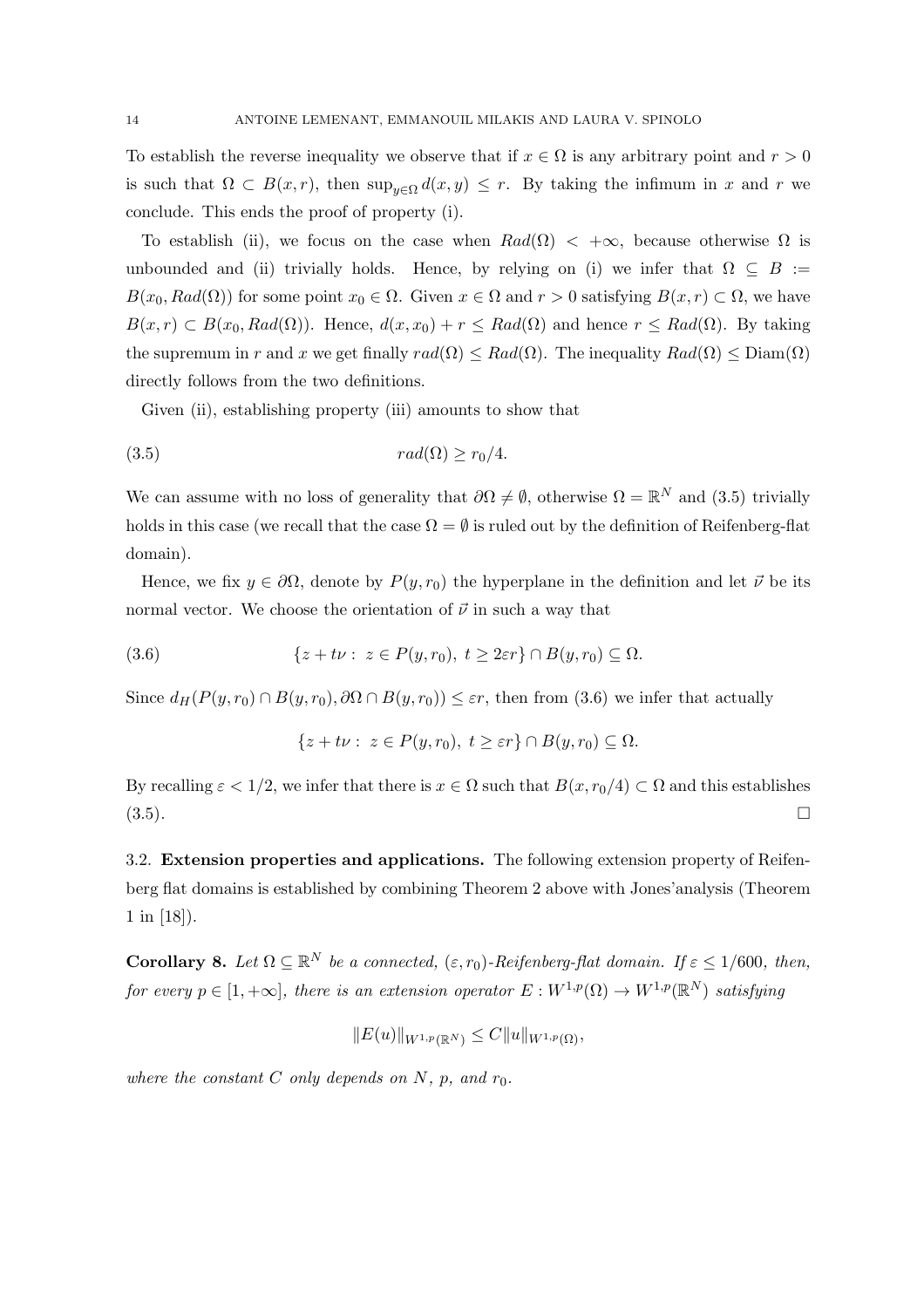To establish the reverse inequality we observe that if $x \in \Omega$ is any arbitrary point and $r > 0$ is such that $\Omega \subset B(x, r)$, then $\sup_{y \in \Omega} d(x, y) \leq r$. By taking the infimum in $x$ and $r$ we conclude. This ends the proof of property (i).

To establish (ii), we focus on the case when $Rad(\Omega) < +\infty$, because otherwise $\Omega$ is unbounded and (ii) trivially holds. Hence, by relying on (i) we infer that $\Omega \subseteq B := B(x_0, Rad(\Omega))$ for some point $x_0 \in \Omega$. Given $x \in \Omega$ and $r > 0$ satisfying $B(x, r) \subset \Omega$, we have $B(x, r) \subset B(x_0, Rad(\Omega))$. Hence, $d(x, x_0) + r \leq Rad(\Omega)$ and hence $r \leq Rad(\Omega)$. By taking the supremum in $r$ and $x$ we get finally $rad(\Omega) \leq Rad(\Omega)$. The inequality $Rad(\Omega) \leq \mathrm{Diam}(\Omega)$ directly follows from the two definitions.

Given (ii), establishing property (iii) amounts to show that

$$rad(\Omega) \geq r_0/4. \tag{3.5}$$

We can assume with no loss of generality that $\partial\Omega \neq \emptyset$, otherwise $\Omega = \mathbb{R}^N$ and (3.5) trivially holds in this case (we recall that the case $\Omega = \emptyset$ is ruled out by the definition of Reifenberg-flat domain).

Hence, we fix $y \in \partial\Omega$, denote by $P(y, r_0)$ the hyperplane in the definition and let $\vec{\nu}$ be its normal vector. We choose the orientation of $\vec{\nu}$ in such a way that

$$\{z + t\nu : \ z \in P(y, r_0), \ t \geq 2\varepsilon r\} \cap B(y, r_0) \subseteq \Omega. \tag{3.6}$$

Since $d_H(P(y, r_0) \cap B(y, r_0), \partial\Omega \cap B(y, r_0)) \leq \varepsilon r$, then from (3.6) we infer that actually

$$\{z + t\nu : \ z \in P(y, r_0), \ t \geq \varepsilon r\} \cap B(y, r_0) \subseteq \Omega.$$

By recalling $\varepsilon < 1/2$, we infer that there is $x \in \Omega$ such that $B(x, r_0/4) \subset \Omega$ and this establishes (3.5). □

### 3.2. Extension properties and applications.

The following extension property of Reifenberg flat domains is established by combining Theorem 2 above with Jones'analysis (Theorem 1 in [18]).

**Corollary 8.** *Let $\Omega \subseteq \mathbb{R}^N$ be a connected, $(\varepsilon, r_0)$-Reifenberg-flat domain. If $\varepsilon \leq 1/600$, then, for every $p \in [1, +\infty]$, there is an extension operator $E : W^{1,p}(\Omega) \to W^{1,p}(\mathbb{R}^N)$ satisfying*

$$\|E(u)\|_{W^{1,p}(\mathbb{R}^N)} \leq C\|u\|_{W^{1,p}(\Omega)},$$

*where the constant $C$ only depends on $N$, $p$, and $r_0$.*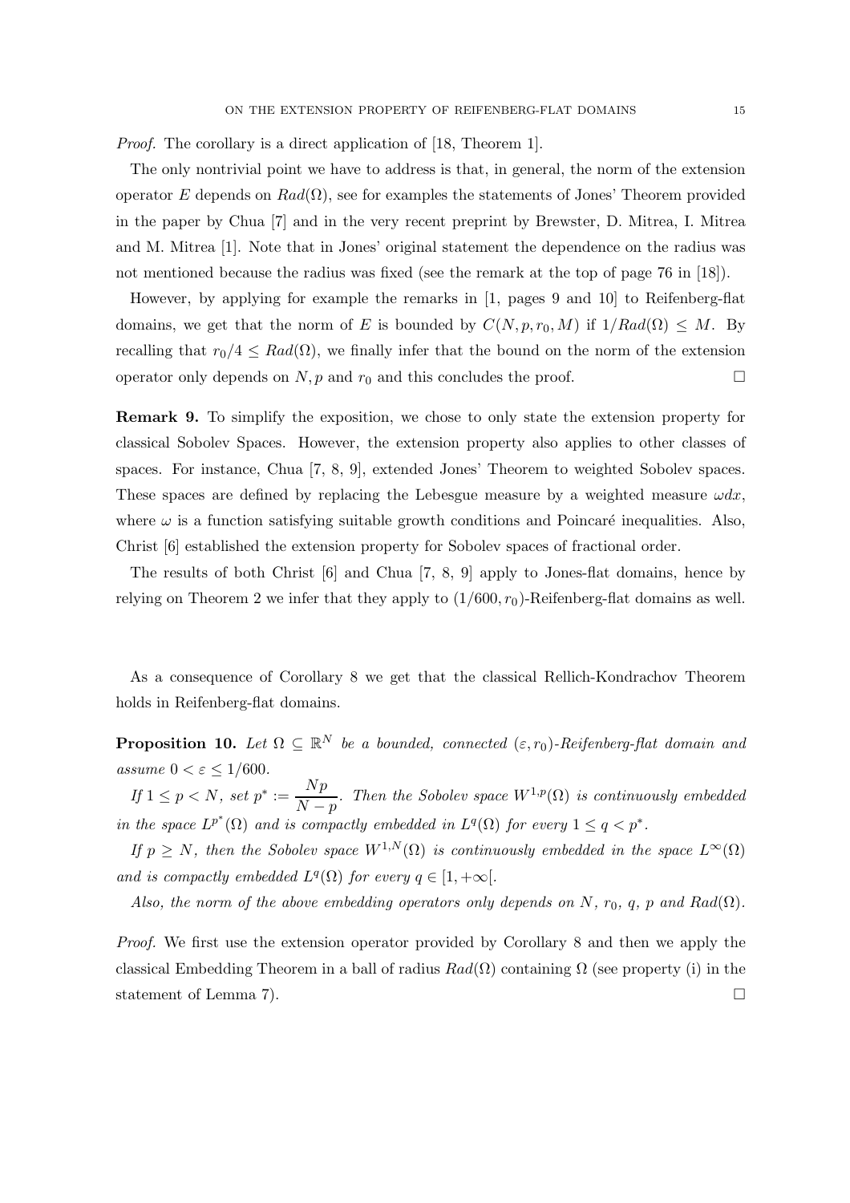*Proof.* The corollary is a direct application of [18, Theorem 1].

The only nontrivial point we have to address is that, in general, the norm of the extension operator $E$ depends on $Rad(\Omega)$, see for examples the statements of Jones' Theorem provided in the paper by Chua [7] and in the very recent preprint by Brewster, D. Mitrea, I. Mitrea and M. Mitrea [1]. Note that in Jones' original statement the dependence on the radius was not mentioned because the radius was fixed (see the remark at the top of page 76 in [18]).

However, by applying for example the remarks in [1, pages 9 and 10] to Reifenberg-flat domains, we get that the norm of $E$ is bounded by $C(N, p, r_0, M)$ if $1/Rad(\Omega) \leq M$. By recalling that $r_0/4 \leq Rad(\Omega)$, we finally infer that the bound on the norm of the extension operator only depends on $N, p$ and $r_0$ and this concludes the proof. □

**Remark 9.** To simplify the exposition, we chose to only state the extension property for classical Sobolev Spaces. However, the extension property also applies to other classes of spaces. For instance, Chua [7, 8, 9], extended Jones' Theorem to weighted Sobolev spaces. These spaces are defined by replacing the Lebesgue measure by a weighted measure $\omega dx$, where $\omega$ is a function satisfying suitable growth conditions and Poincaré inequalities. Also, Christ [6] established the extension property for Sobolev spaces of fractional order.

The results of both Christ [6] and Chua [7, 8, 9] apply to Jones-flat domains, hence by relying on Theorem 2 we infer that they apply to $(1/600, r_0)$-Reifenberg-flat domains as well.

As a consequence of Corollary 8 we get that the classical Rellich-Kondrachov Theorem holds in Reifenberg-flat domains.

**Proposition 10.** *Let $\Omega \subseteq \mathbb{R}^N$ be a bounded, connected $(\varepsilon, r_0)$-Reifenberg-flat domain and assume $0 < \varepsilon \leq 1/600$.*

*If $1 \leq p < N$, set $p^* := \dfrac{Np}{N-p}$. Then the Sobolev space $W^{1,p}(\Omega)$ is continuously embedded in the space $L^{p^*}(\Omega)$ and is compactly embedded in $L^q(\Omega)$ for every $1 \leq q < p^*$.*

*If $p \geq N$, then the Sobolev space $W^{1,N}(\Omega)$ is continuously embedded in the space $L^\infty(\Omega)$ and is compactly embedded $L^q(\Omega)$ for every $q \in [1, +\infty[$.*

*Also, the norm of the above embedding operators only depends on $N$, $r_0$, $q$, $p$ and $Rad(\Omega)$.*

*Proof.* We first use the extension operator provided by Corollary 8 and then we apply the classical Embedding Theorem in a ball of radius $Rad(\Omega)$ containing $\Omega$ (see property (i) in the statement of Lemma 7). □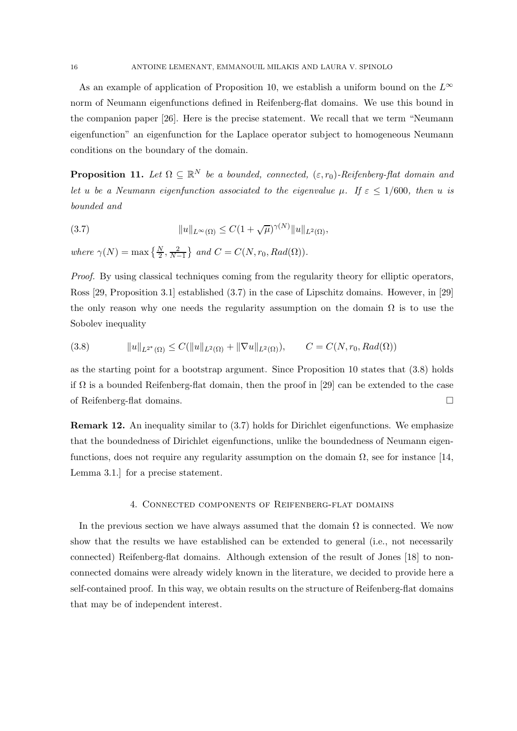As an example of application of Proposition 10, we establish a uniform bound on the $L^\infty$ norm of Neumann eigenfunctions defined in Reifenberg-flat domains. We use this bound in the companion paper [26]. Here is the precise statement. We recall that we term "Neumann eigenfunction" an eigenfunction for the Laplace operator subject to homogeneous Neumann conditions on the boundary of the domain.

**Proposition 11.** *Let $\Omega \subseteq \mathbb{R}^N$ be a bounded, connected, $(\varepsilon, r_0)$-Reifenberg-flat domain and let $u$ be a Neumann eigenfunction associated to the eigenvalue $\mu$. If $\varepsilon \leq 1/600$, then $u$ is bounded and*

$$\|u\|_{L^\infty(\Omega)} \leq C(1+\sqrt{\mu})^{\gamma(N)} \|u\|_{L^2(\Omega)}, \tag{3.7}$$

*where $\gamma(N) = \max\left\{\frac{N}{2}, \frac{2}{N-1}\right\}$ and $C = C(N, r_0, Rad(\Omega))$.*

*Proof.* By using classical techniques coming from the regularity theory for elliptic operators, Ross [29, Proposition 3.1] established (3.7) in the case of Lipschitz domains. However, in [29] the only reason why one needs the regularity assumption on the domain $\Omega$ is to use the Sobolev inequality

$$\|u\|_{L^{2^*}(\Omega)} \leq C(\|u\|_{L^2(\Omega)} + \|\nabla u\|_{L^2(\Omega)}), \qquad C = C(N, r_0, Rad(\Omega)) \tag{3.8}$$

as the starting point for a bootstrap argument. Since Proposition 10 states that (3.8) holds if $\Omega$ is a bounded Reifenberg-flat domain, then the proof in [29] can be extended to the case of Reifenberg-flat domains. □

**Remark 12.** An inequality similar to (3.7) holds for Dirichlet eigenfunctions. We emphasize that the boundedness of Dirichlet eigenfunctions, unlike the boundedness of Neumann eigenfunctions, does not require any regularity assumption on the domain $\Omega$, see for instance [14, Lemma 3.1.] for a precise statement.

## 4. Connected components of Reifenberg-flat domains

In the previous section we have always assumed that the domain $\Omega$ is connected. We now show that the results we have established can be extended to general (i.e., not necessarily connected) Reifenberg-flat domains. Although extension of the result of Jones [18] to non-connected domains were already widely known in the literature, we decided to provide here a self-contained proof. In this way, we obtain results on the structure of Reifenberg-flat domains that may be of independent interest.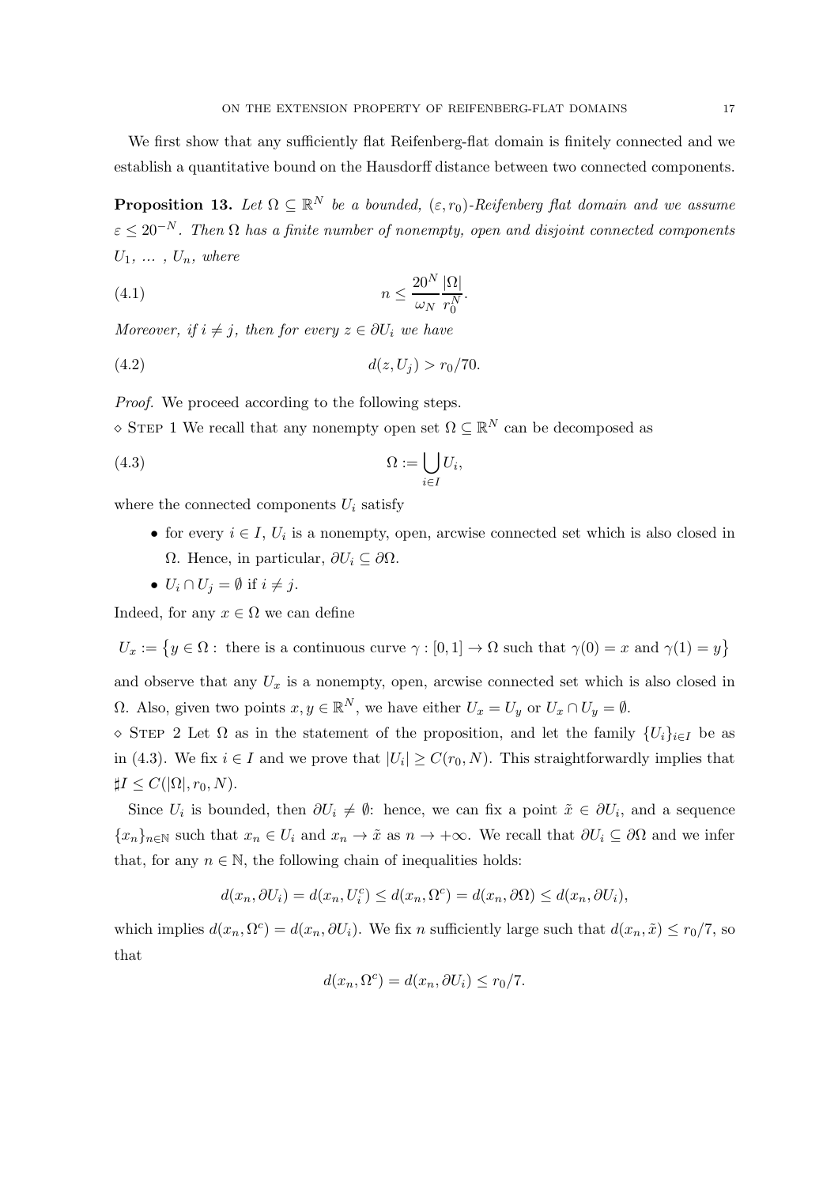We first show that any sufficiently flat Reifenberg-flat domain is finitely connected and we establish a quantitative bound on the Hausdorff distance between two connected components.

**Proposition 13.** *Let $\Omega \subseteq \mathbb{R}^N$ be a bounded, $(\varepsilon, r_0)$-Reifenberg flat domain and we assume $\varepsilon \leq 20^{-N}$. Then $\Omega$ has a finite number of nonempty, open and disjoint connected components $U_1, \dots, U_n$, where*

$$n \leq \frac{20^N}{\omega_N} \frac{|\Omega|}{r_0^N}. \tag{4.1}$$

*Moreover, if $i \neq j$, then for every $z \in \partial U_i$ we have*

$$d(z, U_j) > r_0/70. \tag{4.2}$$

*Proof.* We proceed according to the following steps.

$\diamond$ Step 1 We recall that any nonempty open set $\Omega \subseteq \mathbb{R}^N$ can be decomposed as

$$\Omega := \bigcup_{i \in I} U_i, \tag{4.3}$$

where the connected components $U_i$ satisfy

- for every $i \in I$, $U_i$ is a nonempty, open, arcwise connected set which is also closed in $\Omega$. Hence, in particular, $\partial U_i \subseteq \partial \Omega$.
- $U_i \cap U_j = \emptyset$ if $i \neq j$.

Indeed, for any $x \in \Omega$ we can define

$$U_x := \{ y \in \Omega : \text{ there is a continuous curve } \gamma : [0,1] \to \Omega \text{ such that } \gamma(0) = x \text{ and } \gamma(1) = y \}$$

and observe that any $U_x$ is a nonempty, open, arcwise connected set which is also closed in $\Omega$. Also, given two points $x, y \in \mathbb{R}^N$, we have either $U_x = U_y$ or $U_x \cap U_y = \emptyset$.

$\diamond$ Step 2 Let $\Omega$ as in the statement of the proposition, and let the family $\{U_i\}_{i \in I}$ be as in (4.3). We fix $i \in I$ and we prove that $|U_i| \geq C(r_0, N)$. This straightforwardly implies that $\sharp I \leq C(|\Omega|, r_0, N)$.

Since $U_i$ is bounded, then $\partial U_i \neq \emptyset$: hence, we can fix a point $\tilde{x} \in \partial U_i$, and a sequence $\{x_n\}_{n \in \mathbb{N}}$ such that $x_n \in U_i$ and $x_n \to \tilde{x}$ as $n \to +\infty$. We recall that $\partial U_i \subseteq \partial \Omega$ and we infer that, for any $n \in \mathbb{N}$, the following chain of inequalities holds:

$$d(x_n, \partial U_i) = d(x_n, U_i^c) \leq d(x_n, \Omega^c) = d(x_n, \partial \Omega) \leq d(x_n, \partial U_i),$$

which implies $d(x_n, \Omega^c) = d(x_n, \partial U_i)$. We fix $n$ sufficiently large such that $d(x_n, \tilde{x}) \leq r_0/7$, so that

$$d(x_n, \Omega^c) = d(x_n, \partial U_i) \leq r_0/7.$$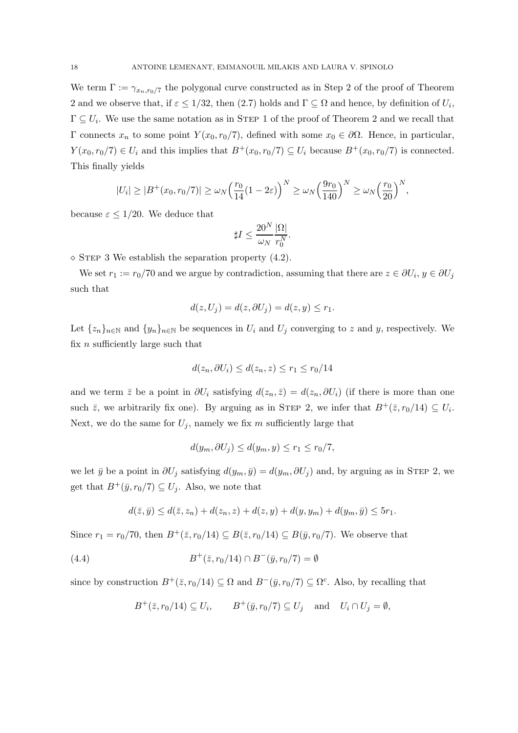We term $\Gamma := \gamma_{x_n, r_0/7}$ the polygonal curve constructed as in Step 2 of the proof of Theorem 2 and we observe that, if $\varepsilon \leq 1/32$, then (2.7) holds and $\Gamma \subseteq \Omega$ and hence, by definition of $U_i$, $\Gamma \subseteq U_i$. We use the same notation as in Step 1 of the proof of Theorem 2 and we recall that $\Gamma$ connects $x_n$ to some point $Y(x_0, r_0/7)$, defined with some $x_0 \in \partial\Omega$. Hence, in particular, $Y(x_0, r_0/7) \in U_i$ and this implies that $B^+(x_0, r_0/7) \subseteq U_i$ because $B^+(x_0, r_0/7)$ is connected. This finally yields

$$|U_i| \geq |B^+(x_0, r_0/7)| \geq \omega_N \Big(\frac{r_0}{14}(1 - 2\varepsilon)\Big)^N \geq \omega_N \Big(\frac{9r_0}{140}\Big)^N \geq \omega_N \Big(\frac{r_0}{20}\Big)^N,$$

because $\varepsilon \leq 1/20$. We deduce that

$$\sharp I \leq \frac{20^N}{\omega_N} \frac{|\Omega|}{r_0^N}.$$

$\diamond$ Step 3 We establish the separation property (4.2).

We set $r_1 := r_0/70$ and we argue by contradiction, assuming that there are $z \in \partial U_i$, $y \in \partial U_j$ such that

$$d(z, U_j) = d(z, \partial U_j) = d(z, y) \leq r_1.$$

Let $\{z_n\}_{n\in\mathbb{N}}$ and $\{y_n\}_{n\in\mathbb{N}}$ be sequences in $U_i$ and $U_j$ converging to $z$ and $y$, respectively. We fix $n$ sufficiently large such that

$$d(z_n, \partial U_i) \leq d(z_n, z) \leq r_1 \leq r_0/14$$

and we term $\bar{z}$ be a point in $\partial U_i$ satisfying $d(z_n, \bar{z}) = d(z_n, \partial U_i)$ (if there is more than one such $\bar{z}$, we arbitrarily fix one). By arguing as in Step 2, we infer that $B^+(\bar{z}, r_0/14) \subseteq U_i$. Next, we do the same for $U_j$, namely we fix $m$ sufficiently large that

$$d(y_m, \partial U_j) \leq d(y_m, y) \leq r_1 \leq r_0/7,$$

we let $\bar{y}$ be a point in $\partial U_j$ satisfying $d(y_m, \bar{y}) = d(y_m, \partial U_j)$ and, by arguing as in Step 2, we get that $B^+(\bar{y}, r_0/7) \subseteq U_j$. Also, we note that

$$d(\bar{z}, \bar{y}) \leq d(\bar{z}, z_n) + d(z_n, z) + d(z, y) + d(y, y_m) + d(y_m, \bar{y}) \leq 5r_1.$$

Since $r_1 = r_0/70$, then $B^+(\bar{z}, r_0/14) \subseteq B(\bar{z}, r_0/14) \subseteq B(\bar{y}, r_0/7)$. We observe that

$$B^+(\bar{z}, r_0/14) \cap B^-(\bar{y}, r_0/7) = \emptyset \tag{4.4}$$

since by construction $B^+(\bar{z}, r_0/14) \subseteq \Omega$ and $B^-(\bar{y}, r_0/7) \subseteq \Omega^c$. Also, by recalling that

$$B^+(\bar{z}, r_0/14) \subseteq U_i, \qquad B^+(\bar{y}, r_0/7) \subseteq U_j \quad \text{and} \quad U_i \cap U_j = \emptyset,$$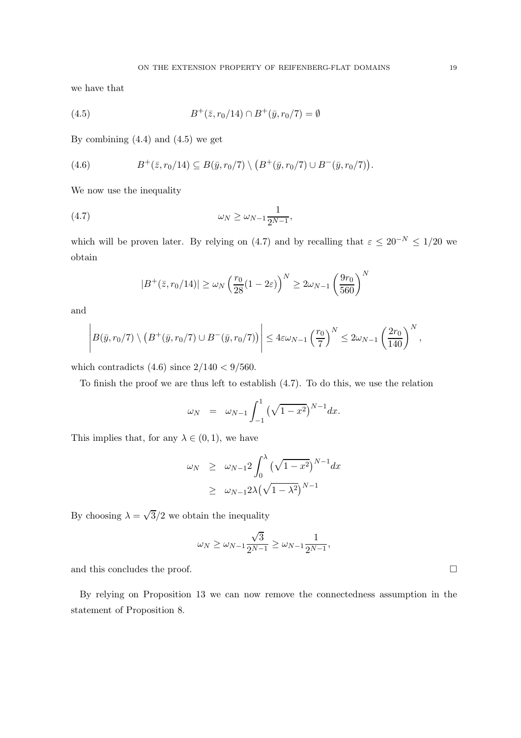we have that

$$B^+(\bar{z}, r_0/14) \cap B^+(\bar{y}, r_0/7) = \emptyset \tag{4.5}$$

By combining (4.4) and (4.5) we get

$$B^+(\bar{z}, r_0/14) \subseteq B(\bar{y}, r_0/7) \setminus \big(B^+(\bar{y}, r_0/7) \cup B^-(\bar{y}, r_0/7)\big). \tag{4.6}$$

We now use the inequality

$$\omega_N \geq \omega_{N-1} \frac{1}{2^{N-1}}, \tag{4.7}$$

which will be proven later. By relying on (4.7) and by recalling that $\varepsilon \leq 20^{-N} \leq 1/20$ we obtain

$$|B^+(\bar{z}, r_0/14)| \geq \omega_N \left(\frac{r_0}{28}(1 - 2\varepsilon)\right)^N \geq 2\omega_{N-1} \left(\frac{9r_0}{560}\right)^N$$

and

$$\left| B(\bar{y}, r_0/7) \setminus \big(B^+(\bar{y}, r_0/7) \cup B^-(\bar{y}, r_0/7)\big) \right| \leq 4\varepsilon \omega_{N-1} \left(\frac{r_0}{7}\right)^N \leq 2\omega_{N-1} \left(\frac{2r_0}{140}\right)^N,$$

which contradicts (4.6) since $2/140 < 9/560$.

To finish the proof we are thus left to establish (4.7). To do this, we use the relation

$$\omega_N = \omega_{N-1} \int_{-1}^{1} \big(\sqrt{1-x^2}\big)^{N-1} dx.$$

This implies that, for any $\lambda \in (0, 1)$, we have

$$\begin{aligned} \omega_N &\geq \omega_{N-1} 2 \int_0^{\lambda} \big(\sqrt{1-x^2}\big)^{N-1} dx \\ &\geq \omega_{N-1} 2\lambda \big(\sqrt{1-\lambda^2}\big)^{N-1} \end{aligned}$$

By choosing $\lambda = \sqrt{3}/2$ we obtain the inequality

$$\omega_N \geq \omega_{N-1} \frac{\sqrt{3}}{2^{N-1}} \geq \omega_{N-1} \frac{1}{2^{N-1}},$$

and this concludes the proof. $\square$

By relying on Proposition 13 we can now remove the connectedness assumption in the statement of Proposition 8.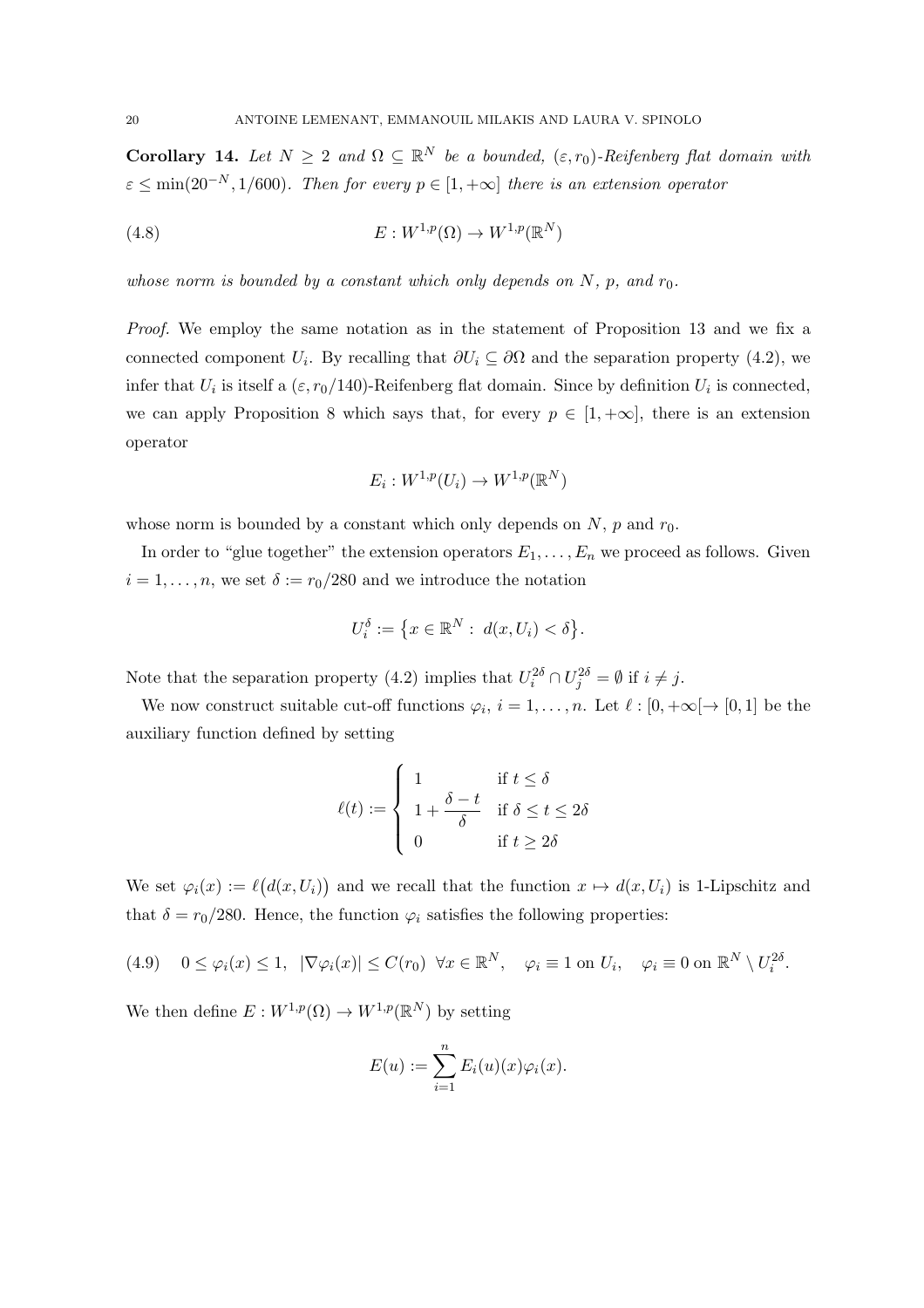**Corollary 14.** *Let $N \geq 2$ and $\Omega \subseteq \mathbb{R}^N$ be a bounded, $(\varepsilon, r_0)$-Reifenberg flat domain with $\varepsilon \leq \min(20^{-N}, 1/600)$. Then for every $p \in [1, +\infty]$ there is an extension operator*

$$E : W^{1,p}(\Omega) \to W^{1,p}(\mathbb{R}^N) \tag{4.8}$$

*whose norm is bounded by a constant which only depends on $N$, $p$, and $r_0$.*

*Proof.* We employ the same notation as in the statement of Proposition 13 and we fix a connected component $U_i$. By recalling that $\partial U_i \subseteq \partial\Omega$ and the separation property (4.2), we infer that $U_i$ is itself a $(\varepsilon, r_0/140)$-Reifenberg flat domain. Since by definition $U_i$ is connected, we can apply Proposition 8 which says that, for every $p \in [1, +\infty]$, there is an extension operator

$$E_i : W^{1,p}(U_i) \to W^{1,p}(\mathbb{R}^N)$$

whose norm is bounded by a constant which only depends on $N$, $p$ and $r_0$.

In order to "glue together" the extension operators $E_1, \dots, E_n$ we proceed as follows. Given $i = 1, \dots, n$, we set $\delta := r_0/280$ and we introduce the notation

$$U_i^\delta := \{x \in \mathbb{R}^N : \ d(x, U_i) < \delta\}.$$

Note that the separation property (4.2) implies that $U_i^{2\delta} \cap U_j^{2\delta} = \emptyset$ if $i \neq j$.

We now construct suitable cut-off functions $\varphi_i$, $i = 1, \dots, n$. Let $\ell : [0, +\infty[ \to [0, 1]$ be the auxiliary function defined by setting

$$\ell(t) := \begin{cases} 1 & \text{if } t \leq \delta \\ 1 + \dfrac{\delta - t}{\delta} & \text{if } \delta \leq t \leq 2\delta \\ 0 & \text{if } t \geq 2\delta \end{cases}$$

We set $\varphi_i(x) := \ell\big(d(x, U_i)\big)$ and we recall that the function $x \mapsto d(x, U_i)$ is 1-Lipschitz and that $\delta = r_0/280$. Hence, the function $\varphi_i$ satisfies the following properties:

$$0 \leq \varphi_i(x) \leq 1, \quad |\nabla \varphi_i(x)| \leq C(r_0) \ \ \forall x \in \mathbb{R}^N, \quad \varphi_i \equiv 1 \text{ on } U_i, \quad \varphi_i \equiv 0 \text{ on } \mathbb{R}^N \setminus U_i^{2\delta}. \tag{4.9}$$

We then define $E : W^{1,p}(\Omega) \to W^{1,p}(\mathbb{R}^N)$ by setting

$$E(u) := \sum_{i=1}^{n} E_i(u)(x)\varphi_i(x).$$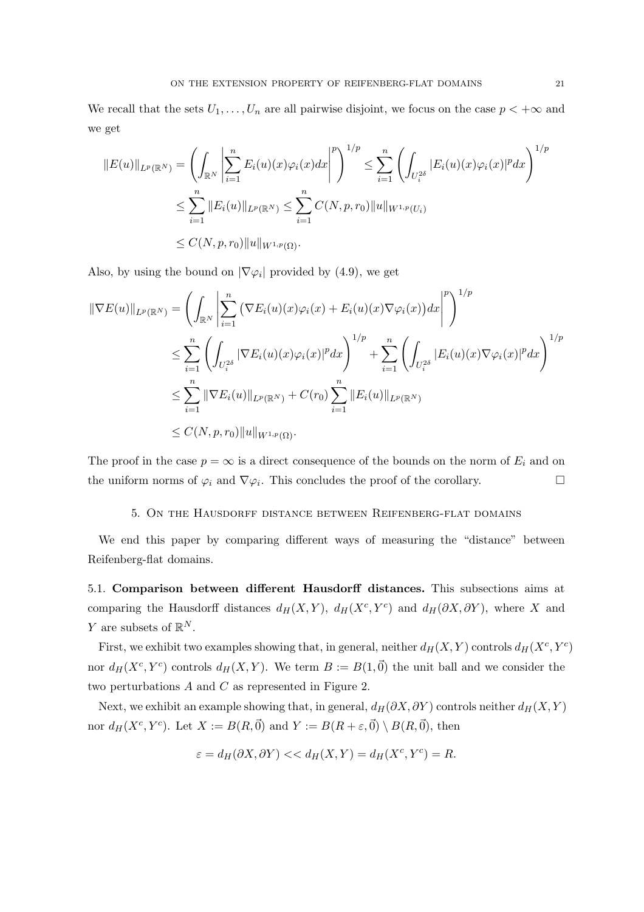We recall that the sets $U_1, \dots, U_n$ are all pairwise disjoint, we focus on the case $p < +\infty$ and we get

$$
\begin{aligned}
\|E(u)\|_{L^p(\mathbb{R}^N)} &= \left( \int_{\mathbb{R}^N} \left| \sum_{i=1}^n E_i(u)(x)\varphi_i(x) dx \right|^p \right)^{1/p} \leq \sum_{i=1}^n \left( \int_{U_i^{2\delta}} |E_i(u)(x)\varphi_i(x)|^p dx \right)^{1/p} \\
&\leq \sum_{i=1}^n \|E_i(u)\|_{L^p(\mathbb{R}^N)} \leq \sum_{i=1}^n C(N,p,r_0)\|u\|_{W^{1,p}(U_i)} \\
&\leq C(N,p,r_0)\|u\|_{W^{1,p}(\Omega)}.
\end{aligned}
$$

Also, by using the bound on $|\nabla \varphi_i|$ provided by (4.9), we get

$$
\begin{aligned}
\|\nabla E(u)\|_{L^p(\mathbb{R}^N)} &= \left( \int_{\mathbb{R}^N} \left| \sum_{i=1}^n \big(\nabla E_i(u)(x)\varphi_i(x) + E_i(u)(x)\nabla\varphi_i(x)\big) dx \right|^p \right)^{1/p} \\
&\leq \sum_{i=1}^n \left( \int_{U_i^{2\delta}} |\nabla E_i(u)(x)\varphi_i(x)|^p dx \right)^{1/p} + \sum_{i=1}^n \left( \int_{U_i^{2\delta}} |E_i(u)(x)\nabla\varphi_i(x)|^p dx \right)^{1/p} \\
&\leq \sum_{i=1}^n \|\nabla E_i(u)\|_{L^p(\mathbb{R}^N)} + C(r_0)\sum_{i=1}^n \|E_i(u)\|_{L^p(\mathbb{R}^N)} \\
&\leq C(N,p,r_0)\|u\|_{W^{1,p}(\Omega)}.
\end{aligned}
$$

The proof in the case $p = \infty$ is a direct consequence of the bounds on the norm of $E_i$ and on the uniform norms of $\varphi_i$ and $\nabla\varphi_i$. This concludes the proof of the corollary. $\square$

## 5. On the Hausdorff distance between Reifenberg-flat domains

We end this paper by comparing different ways of measuring the "distance" between Reifenberg-flat domains.

**5.1. Comparison between different Hausdorff distances.** This subsections aims at comparing the Hausdorff distances $d_H(X,Y)$, $d_H(X^c,Y^c)$ and $d_H(\partial X, \partial Y)$, where $X$ and $Y$ are subsets of $\mathbb{R}^N$.

First, we exhibit two examples showing that, in general, neither $d_H(X,Y)$ controls $d_H(X^c,Y^c)$ nor $d_H(X^c,Y^c)$ controls $d_H(X,Y)$. We term $B := B(1,\vec{0})$ the unit ball and we consider the two perturbations $A$ and $C$ as represented in Figure 2.

Next, we exhibit an example showing that, in general, $d_H(\partial X, \partial Y)$ controls neither $d_H(X,Y)$ nor $d_H(X^c,Y^c)$. Let $X := B(R,\vec{0})$ and $Y := B(R+\varepsilon,\vec{0}) \setminus B(R,\vec{0})$, then

$$
\varepsilon = d_H(\partial X, \partial Y) << d_H(X,Y) = d_H(X^c,Y^c) = R.
$$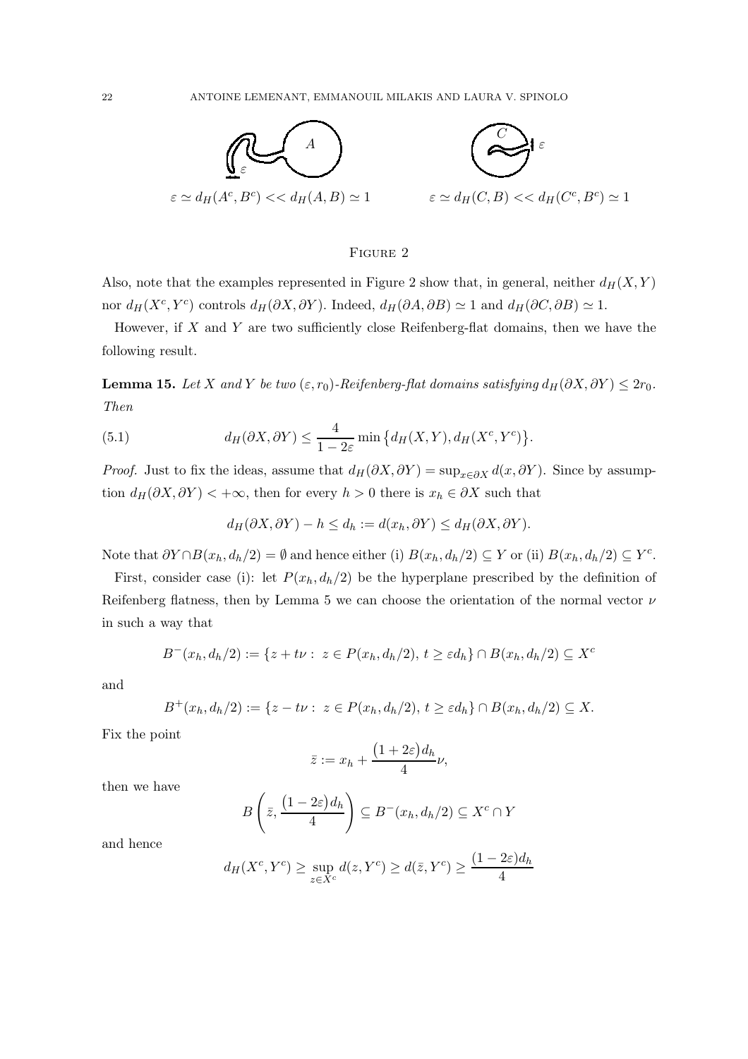$$\varepsilon \simeq d_H(A^c, B^c) << d_H(A,B) \simeq 1 \qquad\qquad \varepsilon \simeq d_H(C,B) << d_H(C^c,B^c) \simeq 1$$

Figure 2

Also, note that the examples represented in Figure 2 show that, in general, neither $d_H(X,Y)$ nor $d_H(X^c, Y^c)$ controls $d_H(\partial X, \partial Y)$. Indeed, $d_H(\partial A, \partial B) \simeq 1$ and $d_H(\partial C, \partial B) \simeq 1$.

However, if $X$ and $Y$ are two sufficiently close Reifenberg-flat domains, then we have the following result.

**Lemma 15.** *Let $X$ and $Y$ be two $(\varepsilon, r_0)$-Reifenberg-flat domains satisfying $d_H(\partial X, \partial Y) \leq 2r_0$. Then*

$$d_H(\partial X, \partial Y) \leq \frac{4}{1-2\varepsilon} \min\big\{d_H(X,Y), d_H(X^c,Y^c)\big\}. \tag{5.1}$$

*Proof.* Just to fix the ideas, assume that $d_H(\partial X, \partial Y) = \sup_{x \in \partial X} d(x, \partial Y)$. Since by assumption $d_H(\partial X, \partial Y) < +\infty$, then for every $h > 0$ there is $x_h \in \partial X$ such that

$$d_H(\partial X, \partial Y) - h \leq d_h := d(x_h, \partial Y) \leq d_H(\partial X, \partial Y).$$

Note that $\partial Y \cap B(x_h, d_h/2) = \emptyset$ and hence either (i) $B(x_h, d_h/2) \subseteq Y$ or (ii) $B(x_h, d_h/2) \subseteq Y^c$.

First, consider case (i): let $P(x_h, d_h/2)$ be the hyperplane prescribed by the definition of Reifenberg flatness, then by Lemma 5 we can choose the orientation of the normal vector $\nu$ in such a way that

$$B^-(x_h, d_h/2) := \{z + t\nu : \, z \in P(x_h, d_h/2), \, t \geq \varepsilon d_h\} \cap B(x_h, d_h/2) \subseteq X^c$$

and

$$B^+(x_h, d_h/2) := \{z - t\nu : \, z \in P(x_h, d_h/2), \, t \geq \varepsilon d_h\} \cap B(x_h, d_h/2) \subseteq X.$$

Fix the point

$$\bar{z} := x_h + \frac{\big(1+2\varepsilon\big)d_h}{4}\nu,$$

then we have

$$B\left(\bar{z}, \frac{\big(1-2\varepsilon\big)d_h}{4}\right) \subseteq B^-(x_h, d_h/2) \subseteq X^c \cap Y$$

and hence

$$d_H(X^c, Y^c) \geq \sup_{z \in X^c} d(z, Y^c) \geq d(\bar{z}, Y^c) \geq \frac{(1-2\varepsilon)d_h}{4}$$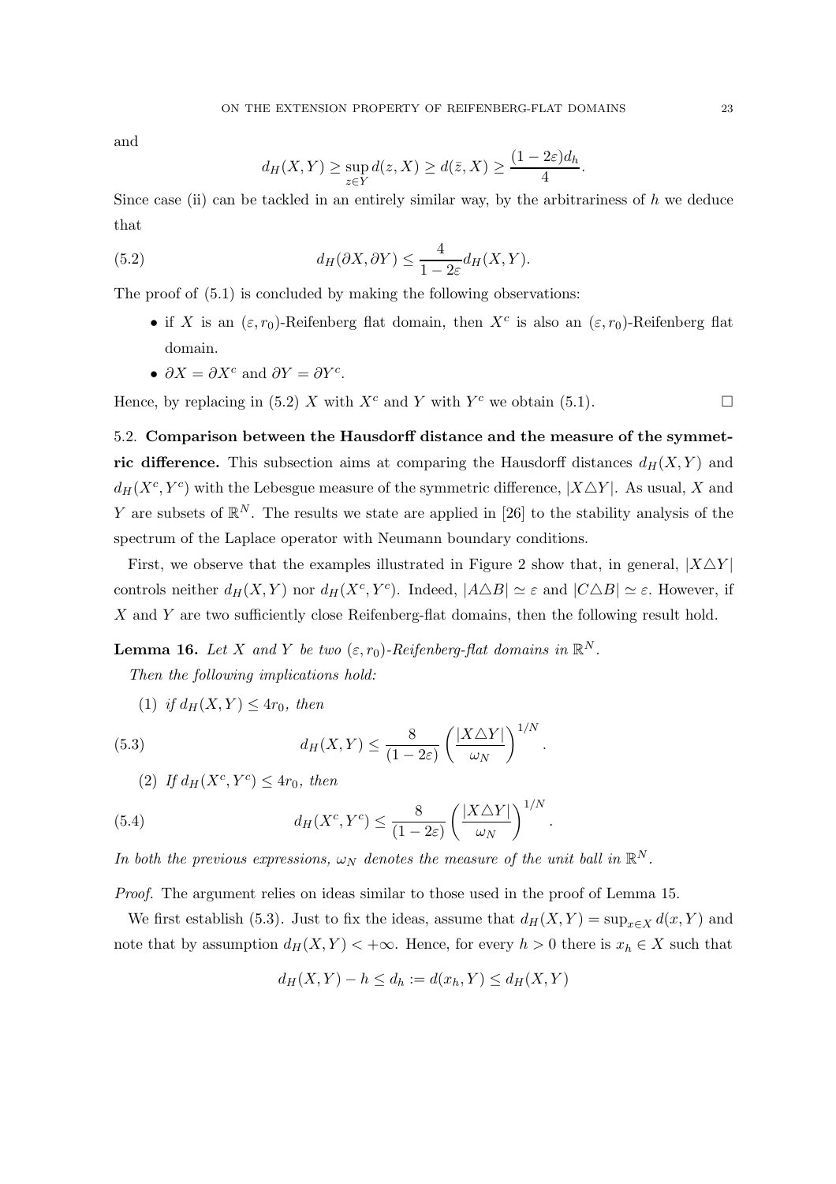and

$$d_H(X,Y) \geq \sup_{z \in Y} d(z,X) \geq d(\bar{z},X) \geq \frac{(1-2\varepsilon)d_h}{4}.$$

Since case (ii) can be tackled in an entirely similar way, by the arbitrariness of $h$ we deduce that

$$d_H(\partial X, \partial Y) \leq \frac{4}{1-2\varepsilon} d_H(X,Y). \tag{5.2}$$

The proof of (5.1) is concluded by making the following observations:

- if $X$ is an $(\varepsilon, r_0)$-Reifenberg flat domain, then $X^c$ is also an $(\varepsilon, r_0)$-Reifenberg flat domain.
- $\partial X = \partial X^c$ and $\partial Y = \partial Y^c$.

Hence, by replacing in (5.2) $X$ with $X^c$ and $Y$ with $Y^c$ we obtain (5.1). □

## 5.2. Comparison between the Hausdorff distance and the measure of the symmetric difference.

This subsection aims at comparing the Hausdorff distances $d_H(X,Y)$ and $d_H(X^c, Y^c)$ with the Lebesgue measure of the symmetric difference, $|X \triangle Y|$. As usual, $X$ and $Y$ are subsets of $\mathbb{R}^N$. The results we state are applied in [26] to the stability analysis of the spectrum of the Laplace operator with Neumann boundary conditions.

First, we observe that the examples illustrated in Figure 2 show that, in general, $|X \triangle Y|$ controls neither $d_H(X,Y)$ nor $d_H(X^c, Y^c)$. Indeed, $|A \triangle B| \simeq \varepsilon$ and $|C \triangle B| \simeq \varepsilon$. However, if $X$ and $Y$ are two sufficiently close Reifenberg-flat domains, then the following result hold.

**Lemma 16.** *Let $X$ and $Y$ be two $(\varepsilon, r_0)$-Reifenberg-flat domains in $\mathbb{R}^N$.*

*Then the following implications hold:*

(1) *if $d_H(X,Y) \leq 4r_0$, then*

$$d_H(X,Y) \leq \frac{8}{(1-2\varepsilon)} \left( \frac{|X \triangle Y|}{\omega_N} \right)^{1/N}. \tag{5.3}$$

(2) *If $d_H(X^c, Y^c) \leq 4r_0$, then*

$$d_H(X^c, Y^c) \leq \frac{8}{(1-2\varepsilon)} \left( \frac{|X \triangle Y|}{\omega_N} \right)^{1/N}. \tag{5.4}$$

*In both the previous expressions, $\omega_N$ denotes the measure of the unit ball in $\mathbb{R}^N$.*

*Proof.* The argument relies on ideas similar to those used in the proof of Lemma 15.

We first establish (5.3). Just to fix the ideas, assume that $d_H(X,Y) = \sup_{x \in X} d(x,Y)$ and note that by assumption $d_H(X,Y) < +\infty$. Hence, for every $h > 0$ there is $x_h \in X$ such that

$$d_H(X,Y) - h \leq d_h := d(x_h, Y) \leq d_H(X,Y)$$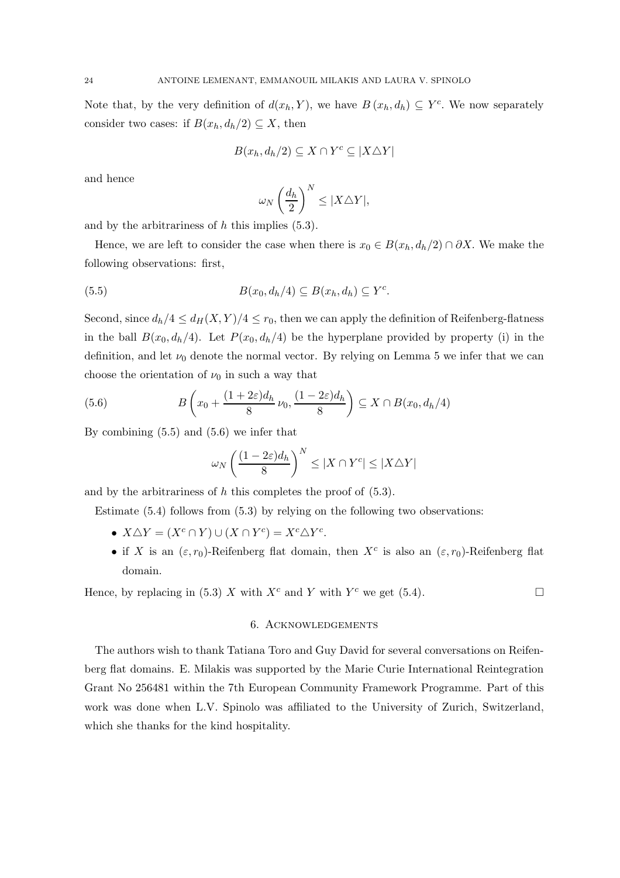Note that, by the very definition of $d(x_h, Y)$, we have $B(x_h, d_h) \subseteq Y^c$. We now separately consider two cases: if $B(x_h, d_h/2) \subseteq X$, then

$$B(x_h, d_h/2) \subseteq X \cap Y^c \subseteq |X \triangle Y|$$

and hence

$$\omega_N \left( \frac{d_h}{2} \right)^N \leq |X \triangle Y|,$$

and by the arbitrariness of $h$ this implies (5.3).

Hence, we are left to consider the case when there is $x_0 \in B(x_h, d_h/2) \cap \partial X$. We make the following observations: first,

$$B(x_0, d_h/4) \subseteq B(x_h, d_h) \subseteq Y^c. \tag{5.5}$$

Second, since $d_h/4 \leq d_H(X, Y)/4 \leq r_0$, then we can apply the definition of Reifenberg-flatness in the ball $B(x_0, d_h/4)$. Let $P(x_0, d_h/4)$ be the hyperplane provided by property (i) in the definition, and let $\nu_0$ denote the normal vector. By relying on Lemma 5 we infer that we can choose the orientation of $\nu_0$ in such a way that

$$B\left( x_0 + \frac{(1+2\varepsilon)d_h}{8} \, \nu_0, \frac{(1-2\varepsilon)d_h}{8} \right) \subseteq X \cap B(x_0, d_h/4) \tag{5.6}$$

By combining (5.5) and (5.6) we infer that

$$\omega_N \left( \frac{(1-2\varepsilon)d_h}{8} \right)^N \leq |X \cap Y^c| \leq |X \triangle Y|$$

and by the arbitrariness of $h$ this completes the proof of (5.3).

Estimate (5.4) follows from (5.3) by relying on the following two observations:

- $X \triangle Y = (X^c \cap Y) \cup (X \cap Y^c) = X^c \triangle Y^c$.
- if $X$ is an $(\varepsilon, r_0)$-Reifenberg flat domain, then $X^c$ is also an $(\varepsilon, r_0)$-Reifenberg flat domain.

Hence, by replacing in (5.3) $X$ with $X^c$ and $Y$ with $Y^c$ we get (5.4). □

## 6. Acknowledgements

The authors wish to thank Tatiana Toro and Guy David for several conversations on Reifenberg flat domains. E. Milakis was supported by the Marie Curie International Reintegration Grant No 256481 within the 7th European Community Framework Programme. Part of this work was done when L.V. Spinolo was affiliated to the University of Zurich, Switzerland, which she thanks for the kind hospitality.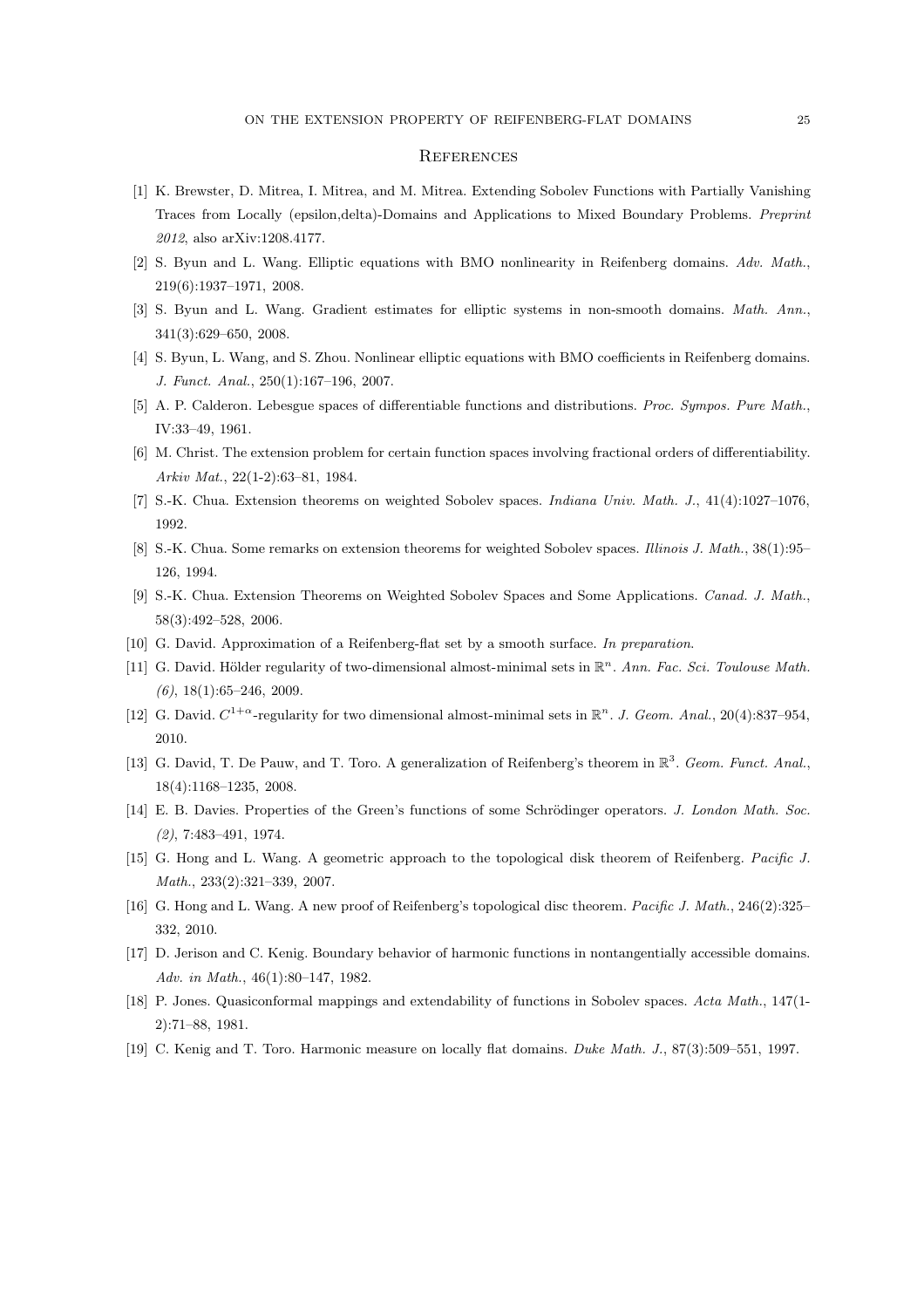## References

[1] K. Brewster, D. Mitrea, I. Mitrea, and M. Mitrea. Extending Sobolev Functions with Partially Vanishing Traces from Locally (epsilon,delta)-Domains and Applications to Mixed Boundary Problems. *Preprint 2012*, also arXiv:1208.4177.

[2] S. Byun and L. Wang. Elliptic equations with BMO nonlinearity in Reifenberg domains. *Adv. Math.*, 219(6):1937–1971, 2008.

[3] S. Byun and L. Wang. Gradient estimates for elliptic systems in non-smooth domains. *Math. Ann.*, 341(3):629–650, 2008.

[4] S. Byun, L. Wang, and S. Zhou. Nonlinear elliptic equations with BMO coefficients in Reifenberg domains. *J. Funct. Anal.*, 250(1):167–196, 2007.

[5] A. P. Calderon. Lebesgue spaces of differentiable functions and distributions. *Proc. Sympos. Pure Math.*, IV:33–49, 1961.

[6] M. Christ. The extension problem for certain function spaces involving fractional orders of differentiability. *Arkiv Mat.*, 22(1-2):63–81, 1984.

[7] S.-K. Chua. Extension theorems on weighted Sobolev spaces. *Indiana Univ. Math. J.*, 41(4):1027–1076, 1992.

[8] S.-K. Chua. Some remarks on extension theorems for weighted Sobolev spaces. *Illinois J. Math.*, 38(1):95–126, 1994.

[9] S.-K. Chua. Extension Theorems on Weighted Sobolev Spaces and Some Applications. *Canad. J. Math.*, 58(3):492–528, 2006.

[10] G. David. Approximation of a Reifenberg-flat set by a smooth surface. *In preparation*.

[11] G. David. Hölder regularity of two-dimensional almost-minimal sets in $\mathbb{R}^n$. *Ann. Fac. Sci. Toulouse Math. (6)*, 18(1):65–246, 2009.

[12] G. David. $C^{1+\alpha}$-regularity for two dimensional almost-minimal sets in $\mathbb{R}^n$. *J. Geom. Anal.*, 20(4):837–954, 2010.

[13] G. David, T. De Pauw, and T. Toro. A generalization of Reifenberg's theorem in $\mathbb{R}^3$. *Geom. Funct. Anal.*, 18(4):1168–1235, 2008.

[14] E. B. Davies. Properties of the Green's functions of some Schrödinger operators. *J. London Math. Soc. (2)*, 7:483–491, 1974.

[15] G. Hong and L. Wang. A geometric approach to the topological disk theorem of Reifenberg. *Pacific J. Math.*, 233(2):321–339, 2007.

[16] G. Hong and L. Wang. A new proof of Reifenberg's topological disc theorem. *Pacific J. Math.*, 246(2):325–332, 2010.

[17] D. Jerison and C. Kenig. Boundary behavior of harmonic functions in nontangentially accessible domains. *Adv. in Math.*, 46(1):80–147, 1982.

[18] P. Jones. Quasiconformal mappings and extendability of functions in Sobolev spaces. *Acta Math.*, 147(1-2):71–88, 1981.

[19] C. Kenig and T. Toro. Harmonic measure on locally flat domains. *Duke Math. J.*, 87(3):509–551, 1997.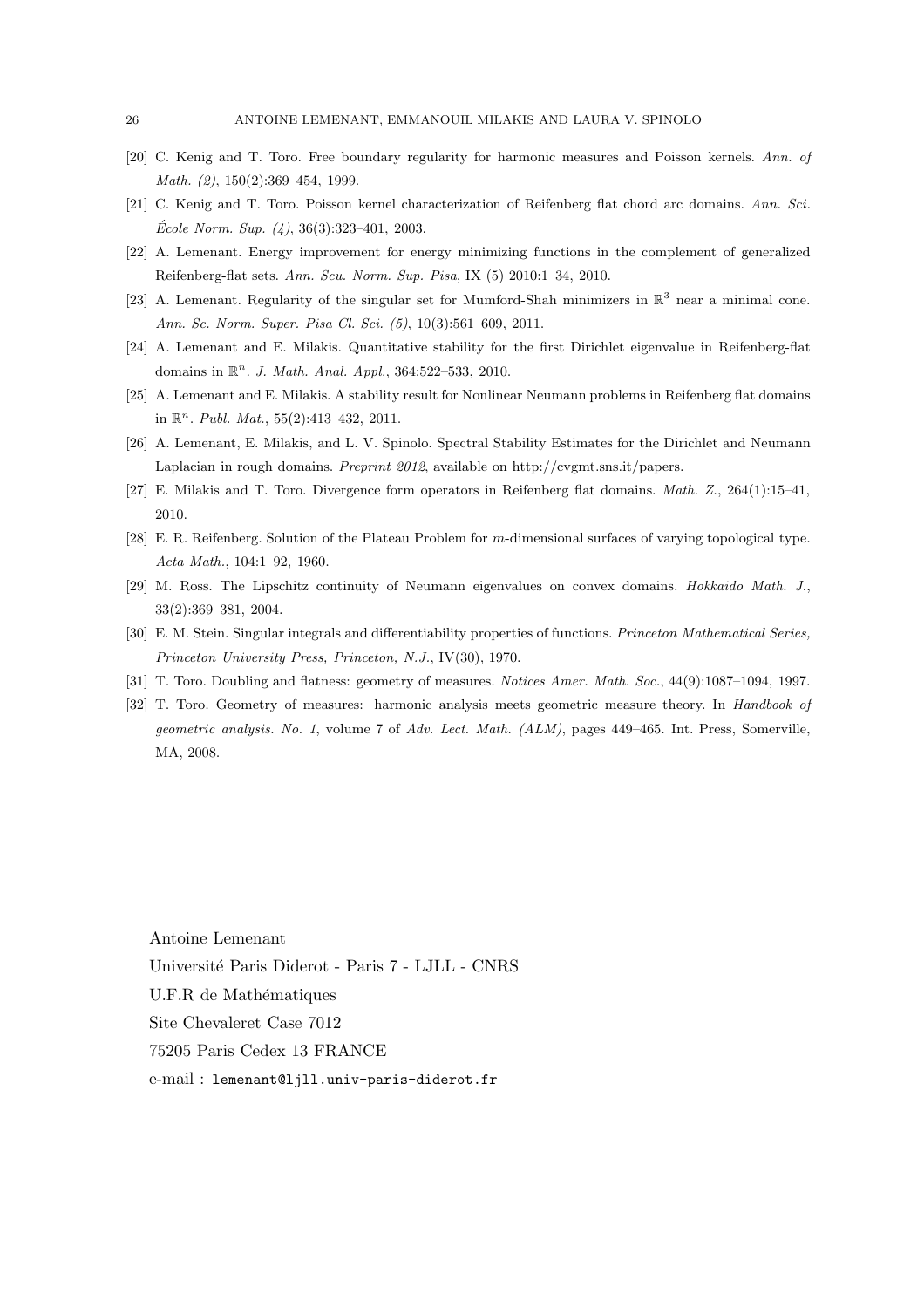[20] C. Kenig and T. Toro. Free boundary regularity for harmonic measures and Poisson kernels. *Ann. of Math. (2)*, 150(2):369–454, 1999.

[21] C. Kenig and T. Toro. Poisson kernel characterization of Reifenberg flat chord arc domains. *Ann. Sci. École Norm. Sup. (4)*, 36(3):323–401, 2003.

[22] A. Lemenant. Energy improvement for energy minimizing functions in the complement of generalized Reifenberg-flat sets. *Ann. Scu. Norm. Sup. Pisa*, IX (5) 2010:1–34, 2010.

[23] A. Lemenant. Regularity of the singular set for Mumford-Shah minimizers in $\mathbb{R}^3$ near a minimal cone. *Ann. Sc. Norm. Super. Pisa Cl. Sci. (5)*, 10(3):561–609, 2011.

[24] A. Lemenant and E. Milakis. Quantitative stability for the first Dirichlet eigenvalue in Reifenberg-flat domains in $\mathbb{R}^n$. *J. Math. Anal. Appl.*, 364:522–533, 2010.

[25] A. Lemenant and E. Milakis. A stability result for Nonlinear Neumann problems in Reifenberg flat domains in $\mathbb{R}^n$. *Publ. Mat.*, 55(2):413–432, 2011.

[26] A. Lemenant, E. Milakis, and L. V. Spinolo. Spectral Stability Estimates for the Dirichlet and Neumann Laplacian in rough domains. *Preprint 2012*, available on http://cvgmt.sns.it/papers.

[27] E. Milakis and T. Toro. Divergence form operators in Reifenberg flat domains. *Math. Z.*, 264(1):15–41, 2010.

[28] E. R. Reifenberg. Solution of the Plateau Problem for $m$-dimensional surfaces of varying topological type. *Acta Math.*, 104:1–92, 1960.

[29] M. Ross. The Lipschitz continuity of Neumann eigenvalues on convex domains. *Hokkaido Math. J.*, 33(2):369–381, 2004.

[30] E. M. Stein. Singular integrals and differentiability properties of functions. *Princeton Mathematical Series, Princeton University Press, Princeton, N.J.*, IV(30), 1970.

[31] T. Toro. Doubling and flatness: geometry of measures. *Notices Amer. Math. Soc.*, 44(9):1087–1094, 1997.

[32] T. Toro. Geometry of measures: harmonic analysis meets geometric measure theory. In *Handbook of geometric analysis. No. 1*, volume 7 of *Adv. Lect. Math. (ALM)*, pages 449–465. Int. Press, Somerville, MA, 2008.

Antoine Lemenant  
Université Paris Diderot - Paris 7 - LJLL - CNRS  
U.F.R de Mathématiques  
Site Chevaleret Case 7012  
75205 Paris Cedex 13 FRANCE  
e-mail : `lemenant@ljll.univ-paris-diderot.fr`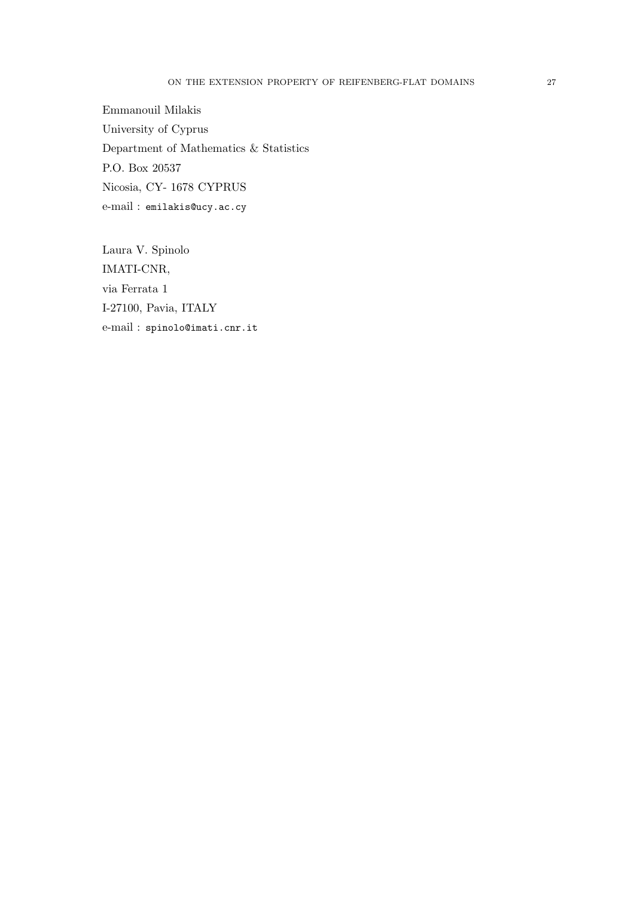Emmanouil Milakis
University of Cyprus
Department of Mathematics & Statistics
P.O. Box 20537
Nicosia, CY- 1678 CYPRUS
e-mail : emilakis@ucy.ac.cy

Laura V. Spinolo
IMATI-CNR,
via Ferrata 1
I-27100, Pavia, ITALY
e-mail : spinolo@imati.cnr.it